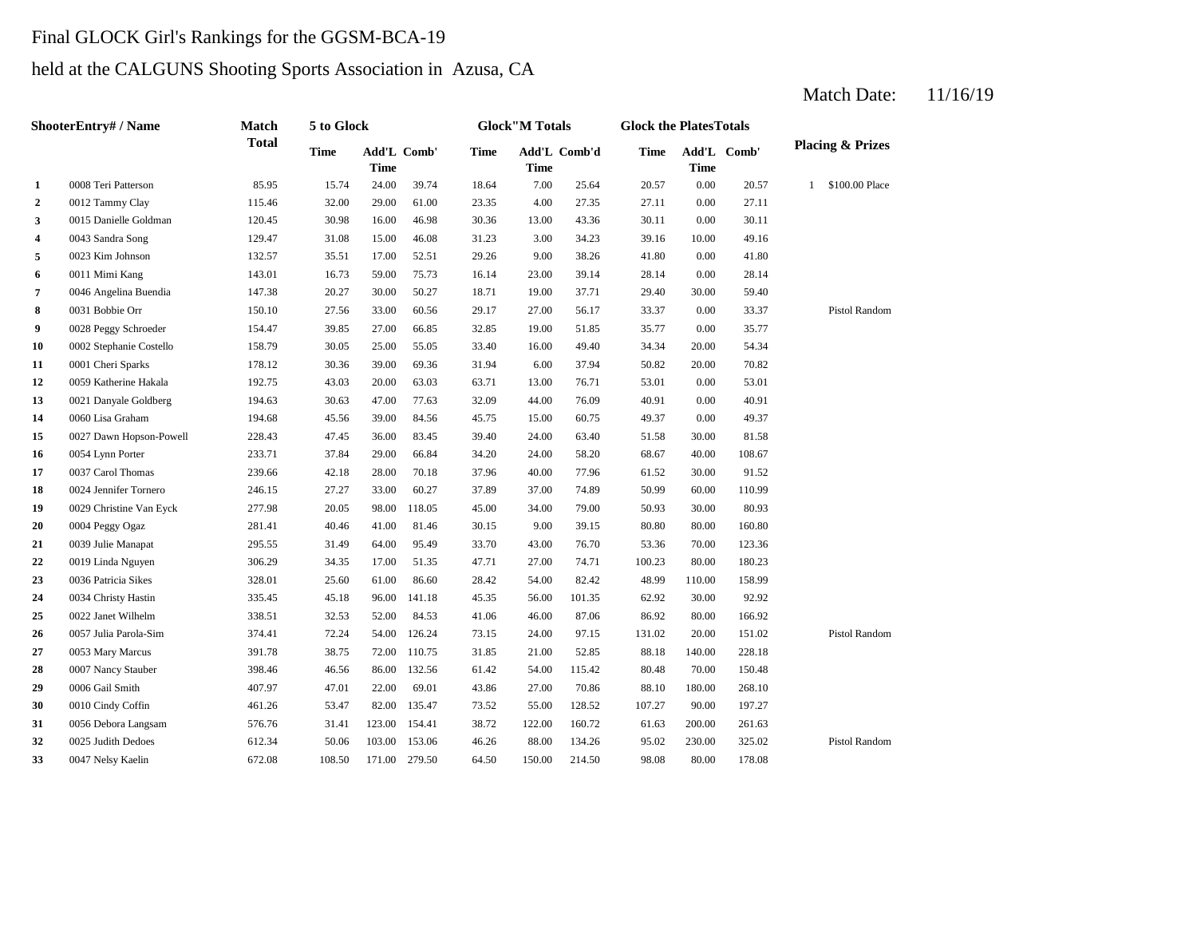Final GLOCK Girl's Rankings for the GGSM-BCA-19

held at the CALGUNS Shooting Sports Association in Azusa, CA

Match Date: 11/16/19

| | ShooterEntry# / Name | Match Total | 5 to Glock | | | Glock"M Totals | | | Glock the PlatesTotals | | | Placing & Prizes | |
|---|---|---|---|---|---|---|---|---|---|---|---|---|---|
| | | | Time | Add'L Time | Comb' | Time | Add'L Time | Comb'd | Time | Add'L Time | Comb' | | |
| 1 | 0008 Teri Patterson | 85.95 | 15.74 | 24.00 | 39.74 | 18.64 | 7.00 | 25.64 | 20.57 | 0.00 | 20.57 | 1 | $100.00 Place |
| 2 | 0012 Tammy Clay | 115.46 | 32.00 | 29.00 | 61.00 | 23.35 | 4.00 | 27.35 | 27.11 | 0.00 | 27.11 | | |
| 3 | 0015 Danielle Goldman | 120.45 | 30.98 | 16.00 | 46.98 | 30.36 | 13.00 | 43.36 | 30.11 | 0.00 | 30.11 | | |
| 4 | 0043 Sandra Song | 129.47 | 31.08 | 15.00 | 46.08 | 31.23 | 3.00 | 34.23 | 39.16 | 10.00 | 49.16 | | |
| 5 | 0023 Kim Johnson | 132.57 | 35.51 | 17.00 | 52.51 | 29.26 | 9.00 | 38.26 | 41.80 | 0.00 | 41.80 | | |
| 6 | 0011 Mimi Kang | 143.01 | 16.73 | 59.00 | 75.73 | 16.14 | 23.00 | 39.14 | 28.14 | 0.00 | 28.14 | | |
| 7 | 0046 Angelina Buendia | 147.38 | 20.27 | 30.00 | 50.27 | 18.71 | 19.00 | 37.71 | 29.40 | 30.00 | 59.40 | | |
| 8 | 0031 Bobbie Orr | 150.10 | 27.56 | 33.00 | 60.56 | 29.17 | 27.00 | 56.17 | 33.37 | 0.00 | 33.37 | | Pistol Random |
| 9 | 0028 Peggy Schroeder | 154.47 | 39.85 | 27.00 | 66.85 | 32.85 | 19.00 | 51.85 | 35.77 | 0.00 | 35.77 | | |
| 10 | 0002 Stephanie Costello | 158.79 | 30.05 | 25.00 | 55.05 | 33.40 | 16.00 | 49.40 | 34.34 | 20.00 | 54.34 | | |
| 11 | 0001 Cheri Sparks | 178.12 | 30.36 | 39.00 | 69.36 | 31.94 | 6.00 | 37.94 | 50.82 | 20.00 | 70.82 | | |
| 12 | 0059 Katherine Hakala | 192.75 | 43.03 | 20.00 | 63.03 | 63.71 | 13.00 | 76.71 | 53.01 | 0.00 | 53.01 | | |
| 13 | 0021 Danyale Goldberg | 194.63 | 30.63 | 47.00 | 77.63 | 32.09 | 44.00 | 76.09 | 40.91 | 0.00 | 40.91 | | |
| 14 | 0060 Lisa Graham | 194.68 | 45.56 | 39.00 | 84.56 | 45.75 | 15.00 | 60.75 | 49.37 | 0.00 | 49.37 | | |
| 15 | 0027 Dawn Hopson-Powell | 228.43 | 47.45 | 36.00 | 83.45 | 39.40 | 24.00 | 63.40 | 51.58 | 30.00 | 81.58 | | |
| 16 | 0054 Lynn Porter | 233.71 | 37.84 | 29.00 | 66.84 | 34.20 | 24.00 | 58.20 | 68.67 | 40.00 | 108.67 | | |
| 17 | 0037 Carol Thomas | 239.66 | 42.18 | 28.00 | 70.18 | 37.96 | 40.00 | 77.96 | 61.52 | 30.00 | 91.52 | | |
| 18 | 0024 Jennifer Tornero | 246.15 | 27.27 | 33.00 | 60.27 | 37.89 | 37.00 | 74.89 | 50.99 | 60.00 | 110.99 | | |
| 19 | 0029 Christine Van Eyck | 277.98 | 20.05 | 98.00 | 118.05 | 45.00 | 34.00 | 79.00 | 50.93 | 30.00 | 80.93 | | |
| 20 | 0004 Peggy Ogaz | 281.41 | 40.46 | 41.00 | 81.46 | 30.15 | 9.00 | 39.15 | 80.80 | 80.00 | 160.80 | | |
| 21 | 0039 Julie Manapat | 295.55 | 31.49 | 64.00 | 95.49 | 33.70 | 43.00 | 76.70 | 53.36 | 70.00 | 123.36 | | |
| 22 | 0019 Linda Nguyen | 306.29 | 34.35 | 17.00 | 51.35 | 47.71 | 27.00 | 74.71 | 100.23 | 80.00 | 180.23 | | |
| 23 | 0036 Patricia Sikes | 328.01 | 25.60 | 61.00 | 86.60 | 28.42 | 54.00 | 82.42 | 48.99 | 110.00 | 158.99 | | |
| 24 | 0034 Christy Hastin | 335.45 | 45.18 | 96.00 | 141.18 | 45.35 | 56.00 | 101.35 | 62.92 | 30.00 | 92.92 | | |
| 25 | 0022 Janet Wilhelm | 338.51 | 32.53 | 52.00 | 84.53 | 41.06 | 46.00 | 87.06 | 86.92 | 80.00 | 166.92 | | |
| 26 | 0057 Julia Parola-Sim | 374.41 | 72.24 | 54.00 | 126.24 | 73.15 | 24.00 | 97.15 | 131.02 | 20.00 | 151.02 | | Pistol Random |
| 27 | 0053 Mary Marcus | 391.78 | 38.75 | 72.00 | 110.75 | 31.85 | 21.00 | 52.85 | 88.18 | 140.00 | 228.18 | | |
| 28 | 0007 Nancy Stauber | 398.46 | 46.56 | 86.00 | 132.56 | 61.42 | 54.00 | 115.42 | 80.48 | 70.00 | 150.48 | | |
| 29 | 0006 Gail Smith | 407.97 | 47.01 | 22.00 | 69.01 | 43.86 | 27.00 | 70.86 | 88.10 | 180.00 | 268.10 | | |
| 30 | 0010 Cindy Coffin | 461.26 | 53.47 | 82.00 | 135.47 | 73.52 | 55.00 | 128.52 | 107.27 | 90.00 | 197.27 | | |
| 31 | 0056 Debora Langsam | 576.76 | 31.41 | 123.00 | 154.41 | 38.72 | 122.00 | 160.72 | 61.63 | 200.00 | 261.63 | | |
| 32 | 0025 Judith Dedoes | 612.34 | 50.06 | 103.00 | 153.06 | 46.26 | 88.00 | 134.26 | 95.02 | 230.00 | 325.02 | | Pistol Random |
| 33 | 0047 Nelsy Kaelin | 672.08 | 108.50 | 171.00 | 279.50 | 64.50 | 150.00 | 214.50 | 98.08 | 80.00 | 178.08 | | |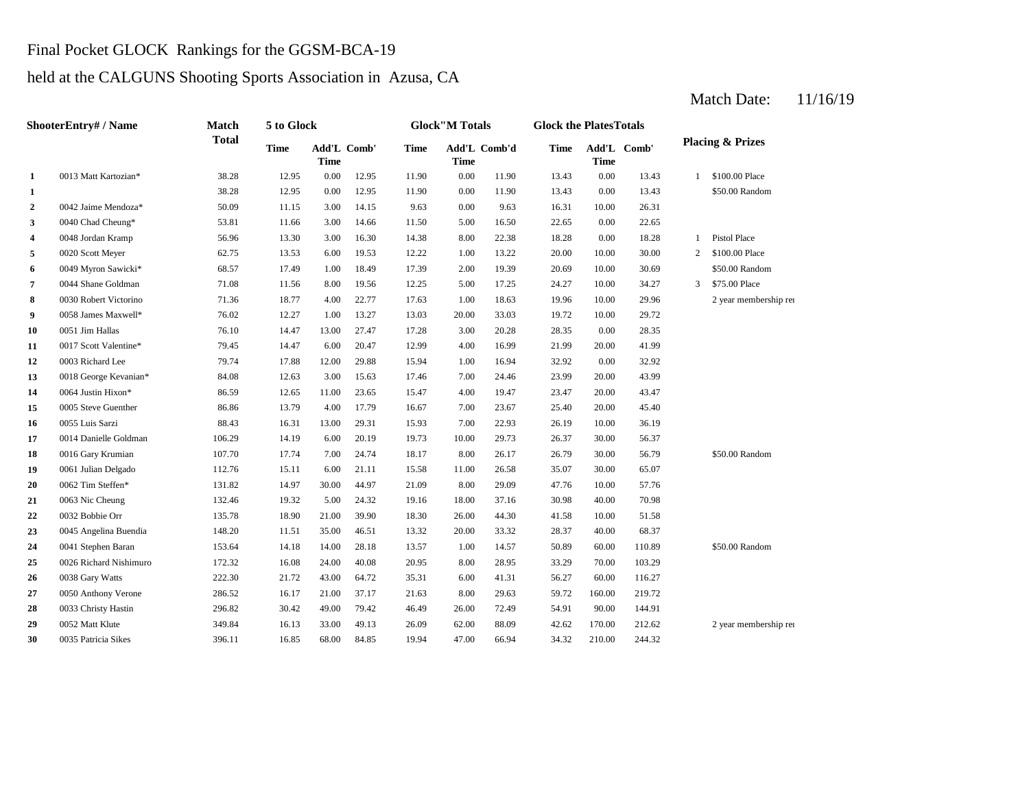Final Pocket GLOCK Rankings for the GGSM-BCA-19

held at the CALGUNS Shooting Sports Association in Azusa, CA

Match Date: 11/16/19

| | ShooterEntry# / Name | Match Total | 5 to Glock | | | Glock"M Totals | | | Glock the PlatesTotals | | | Placing & Prizes | |
|---|---|---|---|---|---|---|---|---|---|---|---|---|---|
| | | | Time | Add'L Time | Comb' | Time | Add'L Time | Comb'd | Time | Add'L Time | Comb' | | |
| 1 | 0013 Matt Kartozian* | 38.28 | 12.95 | 0.00 | 12.95 | 11.90 | 0.00 | 11.90 | 13.43 | 0.00 | 13.43 | 1 | $100.00 Place |
| 1 | | 38.28 | 12.95 | 0.00 | 12.95 | 11.90 | 0.00 | 11.90 | 13.43 | 0.00 | 13.43 | | $50.00 Random |
| 2 | 0042 Jaime Mendoza* | 50.09 | 11.15 | 3.00 | 14.15 | 9.63 | 0.00 | 9.63 | 16.31 | 10.00 | 26.31 | | |
| 3 | 0040 Chad Cheung* | 53.81 | 11.66 | 3.00 | 14.66 | 11.50 | 5.00 | 16.50 | 22.65 | 0.00 | 22.65 | | |
| 4 | 0048 Jordan Kramp | 56.96 | 13.30 | 3.00 | 16.30 | 14.38 | 8.00 | 22.38 | 18.28 | 0.00 | 18.28 | 1 | Pistol Place |
| 5 | 0020 Scott Meyer | 62.75 | 13.53 | 6.00 | 19.53 | 12.22 | 1.00 | 13.22 | 20.00 | 10.00 | 30.00 | 2 | $100.00 Place |
| 6 | 0049 Myron Sawicki* | 68.57 | 17.49 | 1.00 | 18.49 | 17.39 | 2.00 | 19.39 | 20.69 | 10.00 | 30.69 | | $50.00 Random |
| 7 | 0044 Shane Goldman | 71.08 | 11.56 | 8.00 | 19.56 | 12.25 | 5.00 | 17.25 | 24.27 | 10.00 | 34.27 | 3 | $75.00 Place |
| 8 | 0030 Robert Victorino | 71.36 | 18.77 | 4.00 | 22.77 | 17.63 | 1.00 | 18.63 | 19.96 | 10.00 | 29.96 | | 2 year membership re |
| 9 | 0058 James Maxwell* | 76.02 | 12.27 | 1.00 | 13.27 | 13.03 | 20.00 | 33.03 | 19.72 | 10.00 | 29.72 | | |
| 10 | 0051 Jim Hallas | 76.10 | 14.47 | 13.00 | 27.47 | 17.28 | 3.00 | 20.28 | 28.35 | 0.00 | 28.35 | | |
| 11 | 0017 Scott Valentine* | 79.45 | 14.47 | 6.00 | 20.47 | 12.99 | 4.00 | 16.99 | 21.99 | 20.00 | 41.99 | | |
| 12 | 0003 Richard Lee | 79.74 | 17.88 | 12.00 | 29.88 | 15.94 | 1.00 | 16.94 | 32.92 | 0.00 | 32.92 | | |
| 13 | 0018 George Kevanian* | 84.08 | 12.63 | 3.00 | 15.63 | 17.46 | 7.00 | 24.46 | 23.99 | 20.00 | 43.99 | | |
| 14 | 0064 Justin Hixon* | 86.59 | 12.65 | 11.00 | 23.65 | 15.47 | 4.00 | 19.47 | 23.47 | 20.00 | 43.47 | | |
| 15 | 0005 Steve Guenther | 86.86 | 13.79 | 4.00 | 17.79 | 16.67 | 7.00 | 23.67 | 25.40 | 20.00 | 45.40 | | |
| 16 | 0055 Luis Sarzi | 88.43 | 16.31 | 13.00 | 29.31 | 15.93 | 7.00 | 22.93 | 26.19 | 10.00 | 36.19 | | |
| 17 | 0014 Danielle Goldman | 106.29 | 14.19 | 6.00 | 20.19 | 19.73 | 10.00 | 29.73 | 26.37 | 30.00 | 56.37 | | |
| 18 | 0016 Gary Krumian | 107.70 | 17.74 | 7.00 | 24.74 | 18.17 | 8.00 | 26.17 | 26.79 | 30.00 | 56.79 | | $50.00 Random |
| 19 | 0061 Julian Delgado | 112.76 | 15.11 | 6.00 | 21.11 | 15.58 | 11.00 | 26.58 | 35.07 | 30.00 | 65.07 | | |
| 20 | 0062 Tim Steffen* | 131.82 | 14.97 | 30.00 | 44.97 | 21.09 | 8.00 | 29.09 | 47.76 | 10.00 | 57.76 | | |
| 21 | 0063 Nic Cheung | 132.46 | 19.32 | 5.00 | 24.32 | 19.16 | 18.00 | 37.16 | 30.98 | 40.00 | 70.98 | | |
| 22 | 0032 Bobbie Orr | 135.78 | 18.90 | 21.00 | 39.90 | 18.30 | 26.00 | 44.30 | 41.58 | 10.00 | 51.58 | | |
| 23 | 0045 Angelina Buendia | 148.20 | 11.51 | 35.00 | 46.51 | 13.32 | 20.00 | 33.32 | 28.37 | 40.00 | 68.37 | | |
| 24 | 0041 Stephen Baran | 153.64 | 14.18 | 14.00 | 28.18 | 13.57 | 1.00 | 14.57 | 50.89 | 60.00 | 110.89 | | $50.00 Random |
| 25 | 0026 Richard Nishimuro | 172.32 | 16.08 | 24.00 | 40.08 | 20.95 | 8.00 | 28.95 | 33.29 | 70.00 | 103.29 | | |
| 26 | 0038 Gary Watts | 222.30 | 21.72 | 43.00 | 64.72 | 35.31 | 6.00 | 41.31 | 56.27 | 60.00 | 116.27 | | |
| 27 | 0050 Anthony Verone | 286.52 | 16.17 | 21.00 | 37.17 | 21.63 | 8.00 | 29.63 | 59.72 | 160.00 | 219.72 | | |
| 28 | 0033 Christy Hastin | 296.82 | 30.42 | 49.00 | 79.42 | 46.49 | 26.00 | 72.49 | 54.91 | 90.00 | 144.91 | | |
| 29 | 0052 Matt Klute | 349.84 | 16.13 | 33.00 | 49.13 | 26.09 | 62.00 | 88.09 | 42.62 | 170.00 | 212.62 | | 2 year membership re |
| 30 | 0035 Patricia Sikes | 396.11 | 16.85 | 68.00 | 84.85 | 19.94 | 47.00 | 66.94 | 34.32 | 210.00 | 244.32 | | |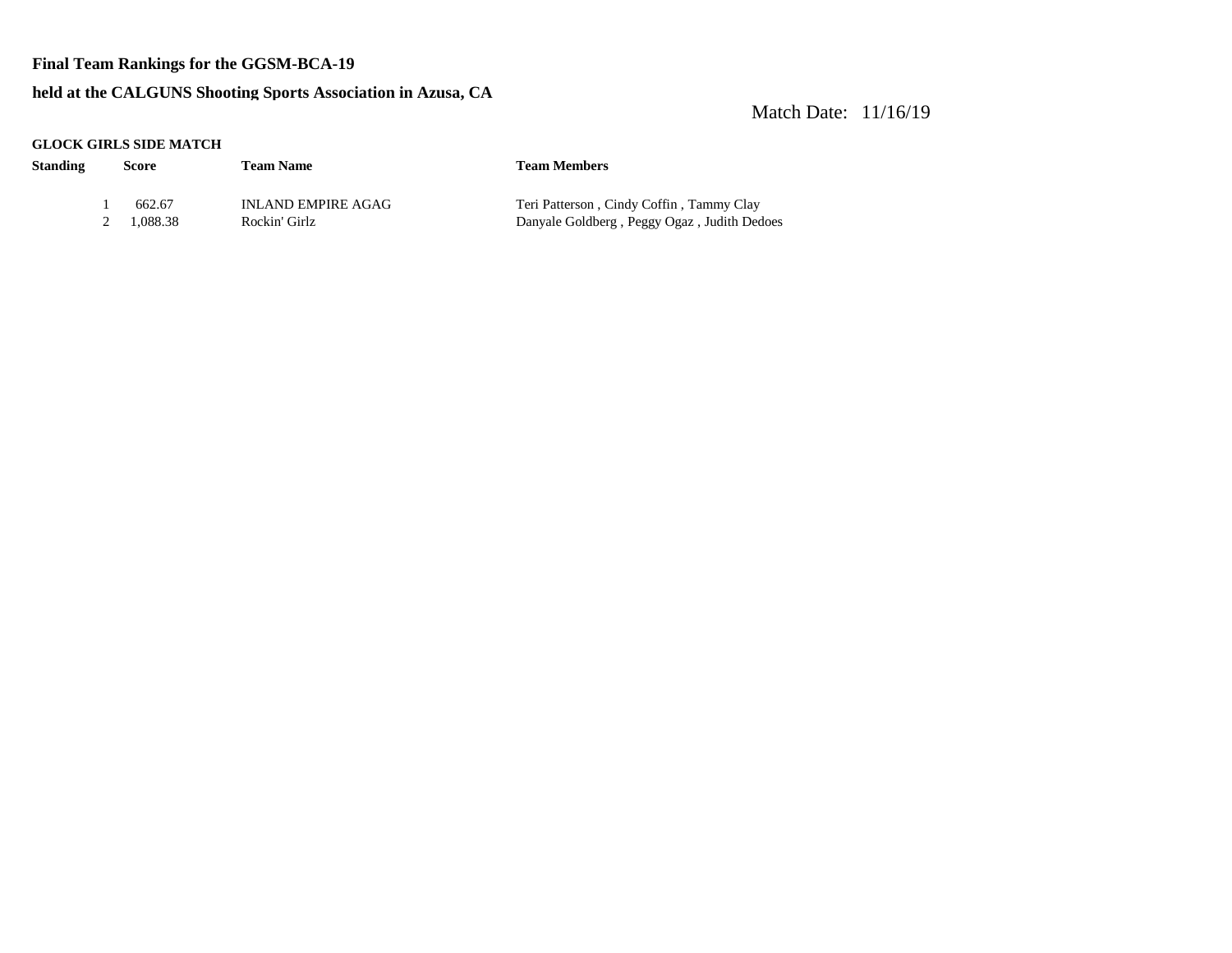**Final Team Rankings for the GGSM-BCA-19**

**held at the CALGUNS Shooting Sports Association in Azusa, CA**

Match Date: 11/16/19

**GLOCK GIRLS SIDE MATCH**

| Standing | Score | Team Name | Team Members |
|---|---|---|---|
| 1 | 662.67 | INLAND EMPIRE AGAG | Teri Patterson , Cindy Coffin , Tammy Clay |
| 2 | 1,088.38 | Rockin' Girlz | Danyale Goldberg , Peggy Ogaz , Judith Dedoes |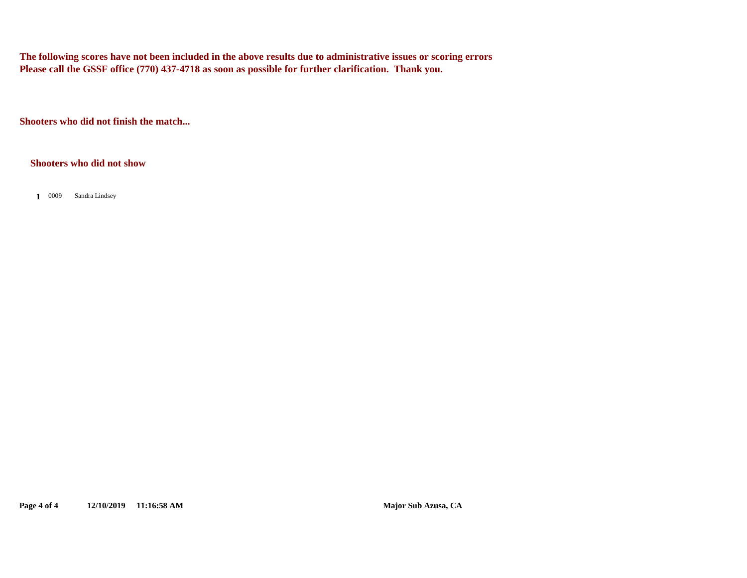**The following scores have not been included in the above results due to administrative issues or scoring errors**
**Please call the GSSF office (770) 437-4718 as soon as possible for further clarification.  Thank you.**

**Shooters who did not finish the match...**

**Shooters who did not show**

| | | |
|---|---|---|
| **1** | 0009 | Sandra Lindsey |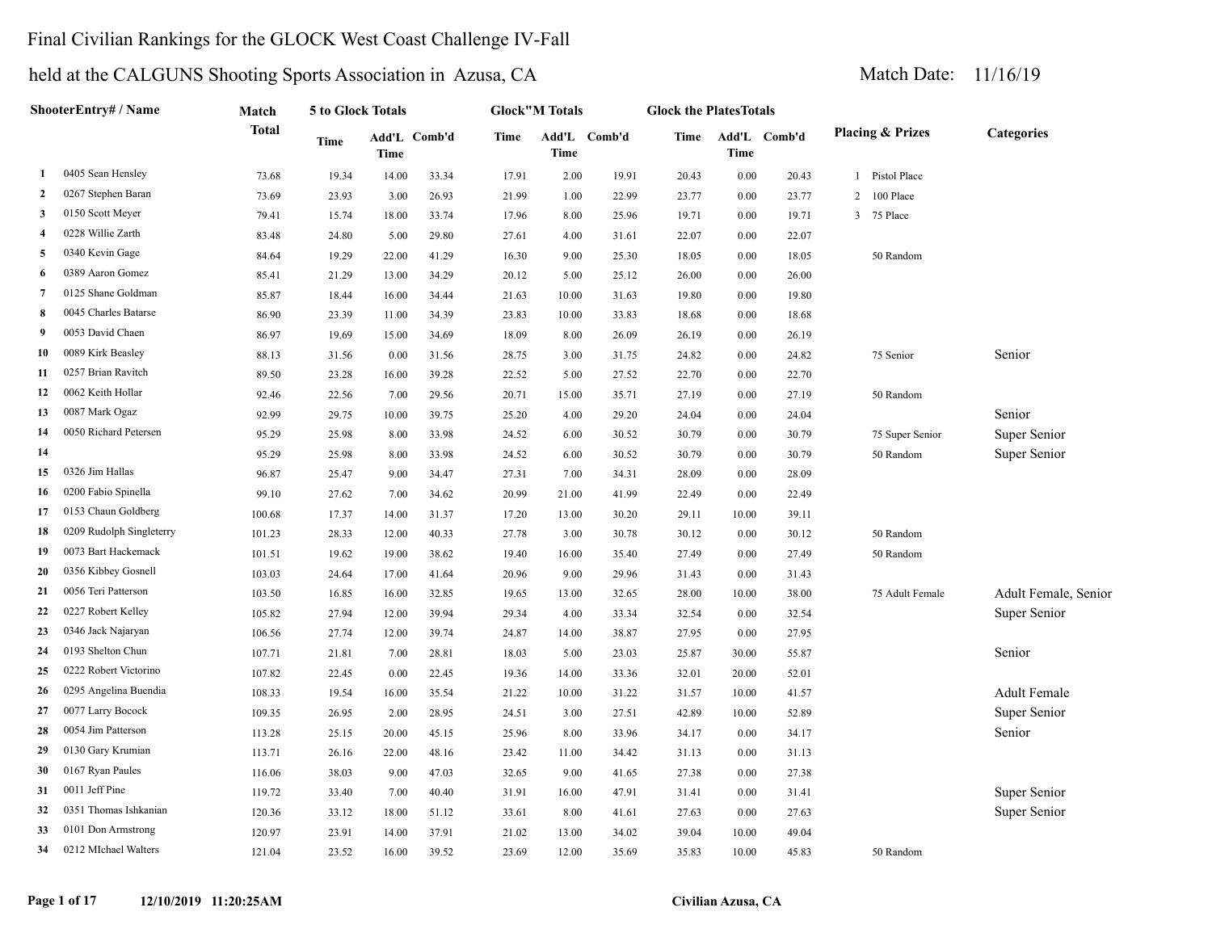# Final Civilian Rankings for the GLOCK West Coast Challenge IV-Fall

## held at the CALGUNS Shooting Sports Association in Azusa, CA

Match Date: 11/16/19

| | ShooterEntry# / Name | Match Total | 5 to Glock Totals | | | Glock"M Totals | | | Glock the PlatesTotals | | | Placing & Prizes | Categories |
|---|---|---|---|---|---|---|---|---|---|---|---|---|---|
| | | | Time | Add'L Time | Comb'd | Time | Add'L Time | Comb'd | Time | Add'L Time | Comb'd | | |
| 1 | 0405 Sean Hensley | 73.68 | 19.34 | 14.00 | 33.34 | 17.91 | 2.00 | 19.91 | 20.43 | 0.00 | 20.43 | 1 Pistol Place | |
| 2 | 0267 Stephen Baran | 73.69 | 23.93 | 3.00 | 26.93 | 21.99 | 1.00 | 22.99 | 23.77 | 0.00 | 23.77 | 2 100 Place | |
| 3 | 0150 Scott Meyer | 79.41 | 15.74 | 18.00 | 33.74 | 17.96 | 8.00 | 25.96 | 19.71 | 0.00 | 19.71 | 3 75 Place | |
| 4 | 0228 Willie Zarth | 83.48 | 24.80 | 5.00 | 29.80 | 27.61 | 4.00 | 31.61 | 22.07 | 0.00 | 22.07 | | |
| 5 | 0340 Kevin Gage | 84.64 | 19.29 | 22.00 | 41.29 | 16.30 | 9.00 | 25.30 | 18.05 | 0.00 | 18.05 | 50 Random | |
| 6 | 0389 Aaron Gomez | 85.41 | 21.29 | 13.00 | 34.29 | 20.12 | 5.00 | 25.12 | 26.00 | 0.00 | 26.00 | | |
| 7 | 0125 Shane Goldman | 85.87 | 18.44 | 16.00 | 34.44 | 21.63 | 10.00 | 31.63 | 19.80 | 0.00 | 19.80 | | |
| 8 | 0045 Charles Batarse | 86.90 | 23.39 | 11.00 | 34.39 | 23.83 | 10.00 | 33.83 | 18.68 | 0.00 | 18.68 | | |
| 9 | 0053 David Chaen | 86.97 | 19.69 | 15.00 | 34.69 | 18.09 | 8.00 | 26.09 | 26.19 | 0.00 | 26.19 | | |
| 10 | 0089 Kirk Beasley | 88.13 | 31.56 | 0.00 | 31.56 | 28.75 | 3.00 | 31.75 | 24.82 | 0.00 | 24.82 | 75 Senior | Senior |
| 11 | 0257 Brian Ravitch | 89.50 | 23.28 | 16.00 | 39.28 | 22.52 | 5.00 | 27.52 | 22.70 | 0.00 | 22.70 | | |
| 12 | 0062 Keith Hollar | 92.46 | 22.56 | 7.00 | 29.56 | 20.71 | 15.00 | 35.71 | 27.19 | 0.00 | 27.19 | 50 Random | |
| 13 | 0087 Mark Ogaz | 92.99 | 29.75 | 10.00 | 39.75 | 25.20 | 4.00 | 29.20 | 24.04 | 0.00 | 24.04 | | Senior |
| 14 | 0050 Richard Petersen | 95.29 | 25.98 | 8.00 | 33.98 | 24.52 | 6.00 | 30.52 | 30.79 | 0.00 | 30.79 | 75 Super Senior | Super Senior |
| 14 | | 95.29 | 25.98 | 8.00 | 33.98 | 24.52 | 6.00 | 30.52 | 30.79 | 0.00 | 30.79 | 50 Random | Super Senior |
| 15 | 0326 Jim Hallas | 96.87 | 25.47 | 9.00 | 34.47 | 27.31 | 7.00 | 34.31 | 28.09 | 0.00 | 28.09 | | |
| 16 | 0200 Fabio Spinella | 99.10 | 27.62 | 7.00 | 34.62 | 20.99 | 21.00 | 41.99 | 22.49 | 0.00 | 22.49 | | |
| 17 | 0153 Chaun Goldberg | 100.68 | 17.37 | 14.00 | 31.37 | 17.20 | 13.00 | 30.20 | 29.11 | 10.00 | 39.11 | | |
| 18 | 0209 Rudolph Singleterry | 101.23 | 28.33 | 12.00 | 40.33 | 27.78 | 3.00 | 30.78 | 30.12 | 0.00 | 30.12 | 50 Random | |
| 19 | 0073 Bart Hackemack | 101.51 | 19.62 | 19.00 | 38.62 | 19.40 | 16.00 | 35.40 | 27.49 | 0.00 | 27.49 | 50 Random | |
| 20 | 0356 Kibbey Gosnell | 103.03 | 24.64 | 17.00 | 41.64 | 20.96 | 9.00 | 29.96 | 31.43 | 0.00 | 31.43 | | |
| 21 | 0056 Teri Patterson | 103.50 | 16.85 | 16.00 | 32.85 | 19.65 | 13.00 | 32.65 | 28.00 | 10.00 | 38.00 | 75 Adult Female | Adult Female, Senior |
| 22 | 0227 Robert Kelley | 105.82 | 27.94 | 12.00 | 39.94 | 29.34 | 4.00 | 33.34 | 32.54 | 0.00 | 32.54 | | Super Senior |
| 23 | 0346 Jack Najaryan | 106.56 | 27.74 | 12.00 | 39.74 | 24.87 | 14.00 | 38.87 | 27.95 | 0.00 | 27.95 | | |
| 24 | 0193 Shelton Chun | 107.71 | 21.81 | 7.00 | 28.81 | 18.03 | 5.00 | 23.03 | 25.87 | 30.00 | 55.87 | | Senior |
| 25 | 0222 Robert Victorino | 107.82 | 22.45 | 0.00 | 22.45 | 19.36 | 14.00 | 33.36 | 32.01 | 20.00 | 52.01 | | |
| 26 | 0295 Angelina Buendia | 108.33 | 19.54 | 16.00 | 35.54 | 21.22 | 10.00 | 31.22 | 31.57 | 10.00 | 41.57 | | Adult Female |
| 27 | 0077 Larry Bocock | 109.35 | 26.95 | 2.00 | 28.95 | 24.51 | 3.00 | 27.51 | 42.89 | 10.00 | 52.89 | | Super Senior |
| 28 | 0054 Jim Patterson | 113.28 | 25.15 | 20.00 | 45.15 | 25.96 | 8.00 | 33.96 | 34.17 | 0.00 | 34.17 | | Senior |
| 29 | 0130 Gary Krumian | 113.71 | 26.16 | 22.00 | 48.16 | 23.42 | 11.00 | 34.42 | 31.13 | 0.00 | 31.13 | | |
| 30 | 0167 Ryan Paules | 116.06 | 38.03 | 9.00 | 47.03 | 32.65 | 9.00 | 41.65 | 27.38 | 0.00 | 27.38 | | |
| 31 | 0011 Jeff Pine | 119.72 | 33.40 | 7.00 | 40.40 | 31.91 | 16.00 | 47.91 | 31.41 | 0.00 | 31.41 | | Super Senior |
| 32 | 0351 Thomas Ishkanian | 120.36 | 33.12 | 18.00 | 51.12 | 33.61 | 8.00 | 41.61 | 27.63 | 0.00 | 27.63 | | Super Senior |
| 33 | 0101 Don Armstrong | 120.97 | 23.91 | 14.00 | 37.91 | 21.02 | 13.00 | 34.02 | 39.04 | 10.00 | 49.04 | | |
| 34 | 0212 MIchael Walters | 121.04 | 23.52 | 16.00 | 39.52 | 23.69 | 12.00 | 35.69 | 35.83 | 10.00 | 45.83 | 50 Random | |

12/10/2019 11:20:25AM

Civilian Azusa, CA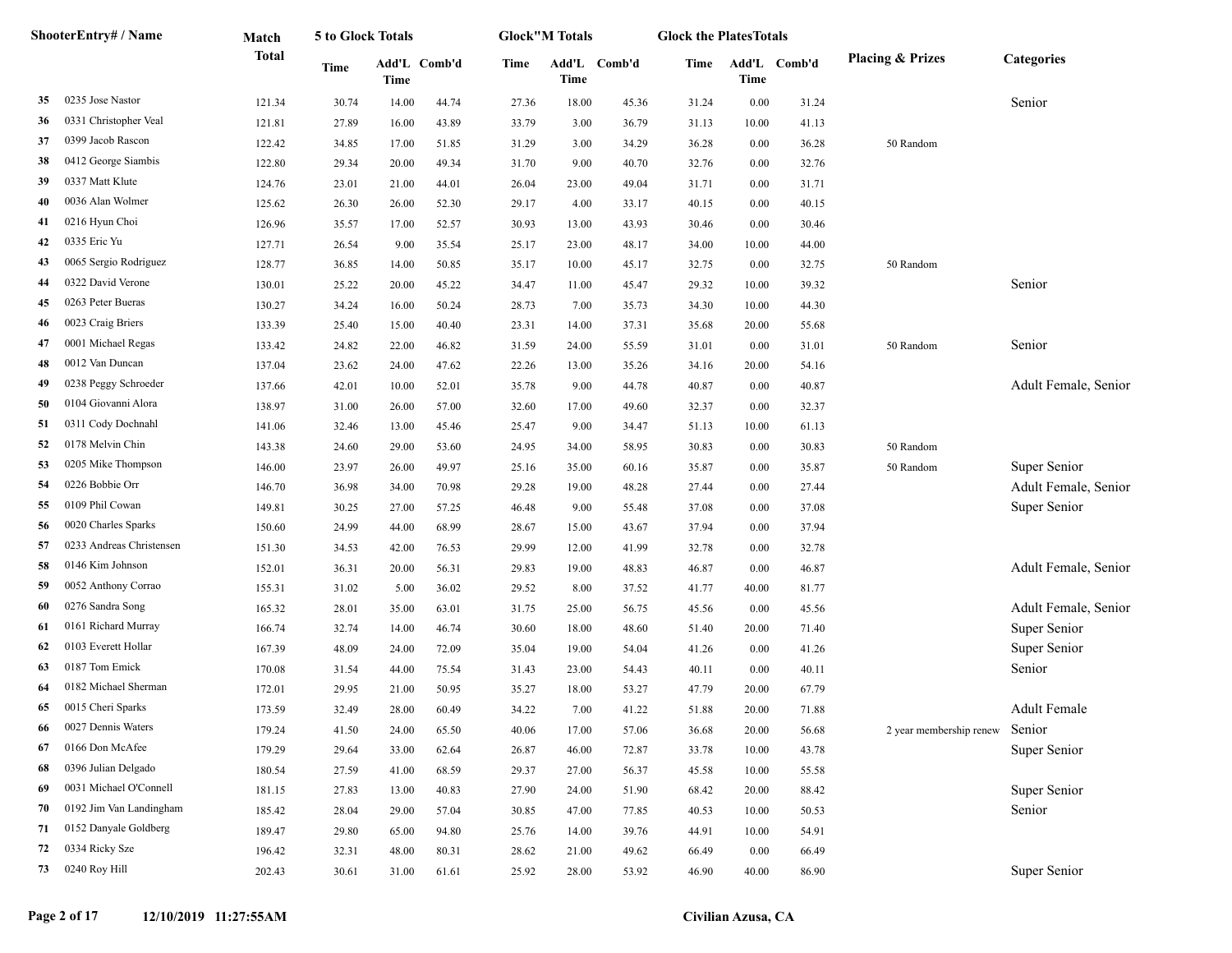| | ShooterEntry# / Name | Match Total | 5 to Glock Totals Time | Add'L Time | Comb'd | Glock"M Totals Time | Add'L Time | Comb'd | Glock the PlatesTotals Time | Add'L Time | Comb'd | Placing & Prizes | Categories |
|---|---|---|---|---|---|---|---|---|---|---|---|---|---|
| 35 | 0235 Jose Nastor | 121.34 | 30.74 | 14.00 | 44.74 | 27.36 | 18.00 | 45.36 | 31.24 | 0.00 | 31.24 | | Senior |
| 36 | 0331 Christopher Veal | 121.81 | 27.89 | 16.00 | 43.89 | 33.79 | 3.00 | 36.79 | 31.13 | 10.00 | 41.13 | | |
| 37 | 0399 Jacob Rascon | 122.42 | 34.85 | 17.00 | 51.85 | 31.29 | 3.00 | 34.29 | 36.28 | 0.00 | 36.28 | 50 Random | |
| 38 | 0412 George Siambis | 122.80 | 29.34 | 20.00 | 49.34 | 31.70 | 9.00 | 40.70 | 32.76 | 0.00 | 32.76 | | |
| 39 | 0337 Matt Klute | 124.76 | 23.01 | 21.00 | 44.01 | 26.04 | 23.00 | 49.04 | 31.71 | 0.00 | 31.71 | | |
| 40 | 0036 Alan Wolmer | 125.62 | 26.30 | 26.00 | 52.30 | 29.17 | 4.00 | 33.17 | 40.15 | 0.00 | 40.15 | | |
| 41 | 0216 Hyun Choi | 126.96 | 35.57 | 17.00 | 52.57 | 30.93 | 13.00 | 43.93 | 30.46 | 0.00 | 30.46 | | |
| 42 | 0335 Eric Yu | 127.71 | 26.54 | 9.00 | 35.54 | 25.17 | 23.00 | 48.17 | 34.00 | 10.00 | 44.00 | | |
| 43 | 0065 Sergio Rodriguez | 128.77 | 36.85 | 14.00 | 50.85 | 35.17 | 10.00 | 45.17 | 32.75 | 0.00 | 32.75 | 50 Random | |
| 44 | 0322 David Verone | 130.01 | 25.22 | 20.00 | 45.22 | 34.47 | 11.00 | 45.47 | 29.32 | 10.00 | 39.32 | | Senior |
| 45 | 0263 Peter Bueras | 130.27 | 34.24 | 16.00 | 50.24 | 28.73 | 7.00 | 35.73 | 34.30 | 10.00 | 44.30 | | |
| 46 | 0023 Craig Briers | 133.39 | 25.40 | 15.00 | 40.40 | 23.31 | 14.00 | 37.31 | 35.68 | 20.00 | 55.68 | | |
| 47 | 0001 Michael Regas | 133.42 | 24.82 | 22.00 | 46.82 | 31.59 | 24.00 | 55.59 | 31.01 | 0.00 | 31.01 | 50 Random | Senior |
| 48 | 0012 Van Duncan | 137.04 | 23.62 | 24.00 | 47.62 | 22.26 | 13.00 | 35.26 | 34.16 | 20.00 | 54.16 | | |
| 49 | 0238 Peggy Schroeder | 137.66 | 42.01 | 10.00 | 52.01 | 35.78 | 9.00 | 44.78 | 40.87 | 0.00 | 40.87 | | Adult Female, Senior |
| 50 | 0104 Giovanni Alora | 138.97 | 31.00 | 26.00 | 57.00 | 32.60 | 17.00 | 49.60 | 32.37 | 0.00 | 32.37 | | |
| 51 | 0311 Cody Dochnahl | 141.06 | 32.46 | 13.00 | 45.46 | 25.47 | 9.00 | 34.47 | 51.13 | 10.00 | 61.13 | | |
| 52 | 0178 Melvin Chin | 143.38 | 24.60 | 29.00 | 53.60 | 24.95 | 34.00 | 58.95 | 30.83 | 0.00 | 30.83 | 50 Random | |
| 53 | 0205 Mike Thompson | 146.00 | 23.97 | 26.00 | 49.97 | 25.16 | 35.00 | 60.16 | 35.87 | 0.00 | 35.87 | 50 Random | Super Senior |
| 54 | 0226 Bobbie Orr | 146.70 | 36.98 | 34.00 | 70.98 | 29.28 | 19.00 | 48.28 | 27.44 | 0.00 | 27.44 | | Adult Female, Senior |
| 55 | 0109 Phil Cowan | 149.81 | 30.25 | 27.00 | 57.25 | 46.48 | 9.00 | 55.48 | 37.08 | 0.00 | 37.08 | | Super Senior |
| 56 | 0020 Charles Sparks | 150.60 | 24.99 | 44.00 | 68.99 | 28.67 | 15.00 | 43.67 | 37.94 | 0.00 | 37.94 | | |
| 57 | 0233 Andreas Christensen | 151.30 | 34.53 | 42.00 | 76.53 | 29.99 | 12.00 | 41.99 | 32.78 | 0.00 | 32.78 | | |
| 58 | 0146 Kim Johnson | 152.01 | 36.31 | 20.00 | 56.31 | 29.83 | 19.00 | 48.83 | 46.87 | 0.00 | 46.87 | | Adult Female, Senior |
| 59 | 0052 Anthony Corrao | 155.31 | 31.02 | 5.00 | 36.02 | 29.52 | 8.00 | 37.52 | 41.77 | 40.00 | 81.77 | | |
| 60 | 0276 Sandra Song | 165.32 | 28.01 | 35.00 | 63.01 | 31.75 | 25.00 | 56.75 | 45.56 | 0.00 | 45.56 | | Adult Female, Senior |
| 61 | 0161 Richard Murray | 166.74 | 32.74 | 14.00 | 46.74 | 30.60 | 18.00 | 48.60 | 51.40 | 20.00 | 71.40 | | Super Senior |
| 62 | 0103 Everett Hollar | 167.39 | 48.09 | 24.00 | 72.09 | 35.04 | 19.00 | 54.04 | 41.26 | 0.00 | 41.26 | | Super Senior |
| 63 | 0187 Tom Emick | 170.08 | 31.54 | 44.00 | 75.54 | 31.43 | 23.00 | 54.43 | 40.11 | 0.00 | 40.11 | | Senior |
| 64 | 0182 Michael Sherman | 172.01 | 29.95 | 21.00 | 50.95 | 35.27 | 18.00 | 53.27 | 47.79 | 20.00 | 67.79 | | |
| 65 | 0015 Cheri Sparks | 173.59 | 32.49 | 28.00 | 60.49 | 34.22 | 7.00 | 41.22 | 51.88 | 20.00 | 71.88 | | Adult Female |
| 66 | 0027 Dennis Waters | 179.24 | 41.50 | 24.00 | 65.50 | 40.06 | 17.00 | 57.06 | 36.68 | 20.00 | 56.68 | 2 year membership renew | Senior |
| 67 | 0166 Don McAfee | 179.29 | 29.64 | 33.00 | 62.64 | 26.87 | 46.00 | 72.87 | 33.78 | 10.00 | 43.78 | | Super Senior |
| 68 | 0396 Julian Delgado | 180.54 | 27.59 | 41.00 | 68.59 | 29.37 | 27.00 | 56.37 | 45.58 | 10.00 | 55.58 | | |
| 69 | 0031 Michael O'Connell | 181.15 | 27.83 | 13.00 | 40.83 | 27.90 | 24.00 | 51.90 | 68.42 | 20.00 | 88.42 | | Super Senior |
| 70 | 0192 Jim Van Landingham | 185.42 | 28.04 | 29.00 | 57.04 | 30.85 | 47.00 | 77.85 | 40.53 | 10.00 | 50.53 | | Senior |
| 71 | 0152 Danyale Goldberg | 189.47 | 29.80 | 65.00 | 94.80 | 25.76 | 14.00 | 39.76 | 44.91 | 10.00 | 54.91 | | |
| 72 | 0334 Ricky Sze | 196.42 | 32.31 | 48.00 | 80.31 | 28.62 | 21.00 | 49.62 | 66.49 | 0.00 | 66.49 | | |
| 73 | 0240 Roy Hill | 202.43 | 30.61 | 31.00 | 61.61 | 25.92 | 28.00 | 53.92 | 46.90 | 40.00 | 86.90 | | Super Senior |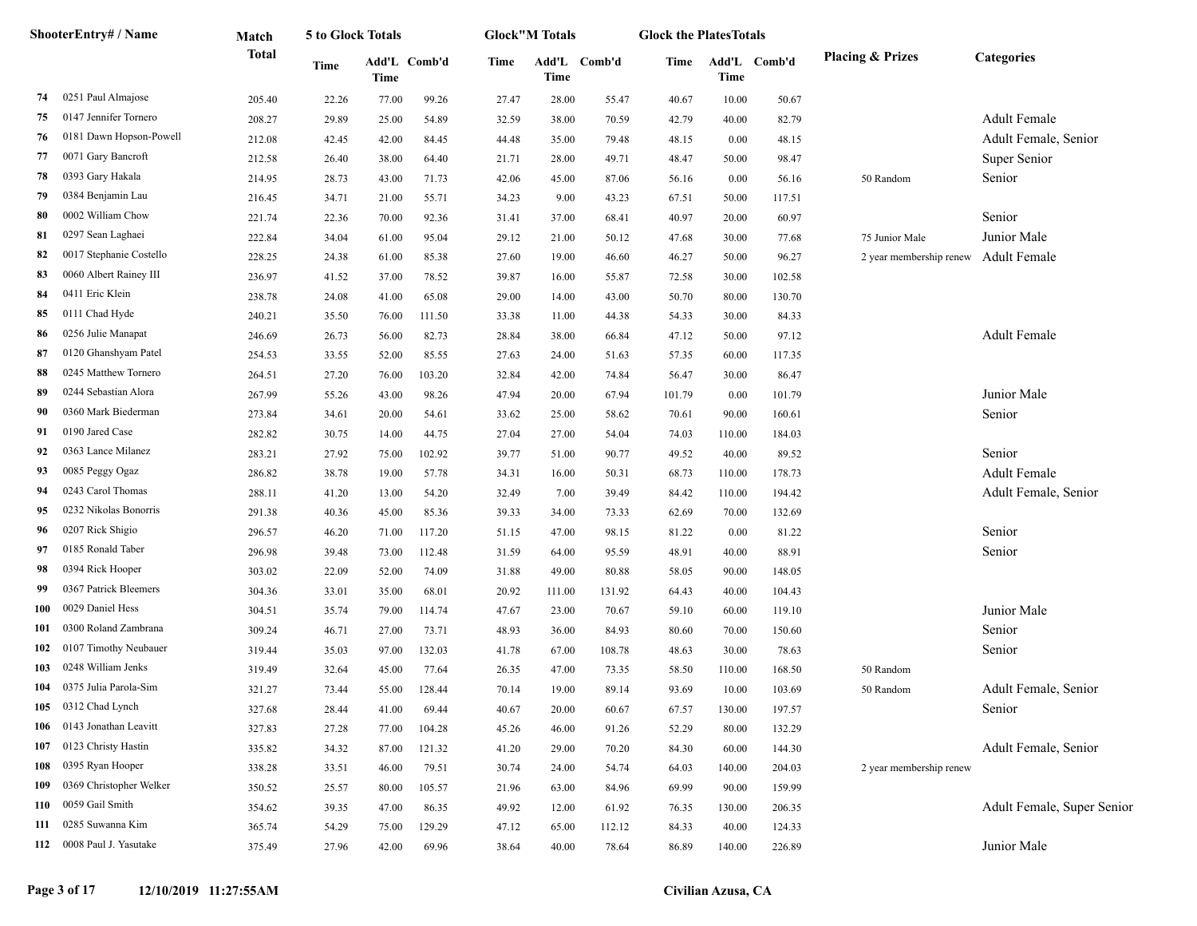| | ShooterEntry# / Name | Match Total | 5 to Glock Totals | | | Glock"M Totals | | | Glock the PlatesTotals | | | Placing & Prizes | Categories |
|---|---|---|---|---|---|---|---|---|---|---|---|---|---|
| | | | Time | Add'L Time | Comb'd | Time | Add'L Time | Comb'd | Time | Add'L Time | Comb'd | | |
| 74 | 0251 Paul Almajose | 205.40 | 22.26 | 77.00 | 99.26 | 27.47 | 28.00 | 55.47 | 40.67 | 10.00 | 50.67 | | |
| 75 | 0147 Jennifer Tornero | 208.27 | 29.89 | 25.00 | 54.89 | 32.59 | 38.00 | 70.59 | 42.79 | 40.00 | 82.79 | | Adult Female |
| 76 | 0181 Dawn Hopson-Powell | 212.08 | 42.45 | 42.00 | 84.45 | 44.48 | 35.00 | 79.48 | 48.15 | 0.00 | 48.15 | | Adult Female, Senior |
| 77 | 0071 Gary Bancroft | 212.58 | 26.40 | 38.00 | 64.40 | 21.71 | 28.00 | 49.71 | 48.47 | 50.00 | 98.47 | | Super Senior |
| 78 | 0393 Gary Hakala | 214.95 | 28.73 | 43.00 | 71.73 | 42.06 | 45.00 | 87.06 | 56.16 | 0.00 | 56.16 | 50 Random | Senior |
| 79 | 0384 Benjamin Lau | 216.45 | 34.71 | 21.00 | 55.71 | 34.23 | 9.00 | 43.23 | 67.51 | 50.00 | 117.51 | | |
| 80 | 0002 William Chow | 221.74 | 22.36 | 70.00 | 92.36 | 31.41 | 37.00 | 68.41 | 40.97 | 20.00 | 60.97 | | Senior |
| 81 | 0297 Sean Laghaei | 222.84 | 34.04 | 61.00 | 95.04 | 29.12 | 21.00 | 50.12 | 47.68 | 30.00 | 77.68 | 75 Junior Male | Junior Male |
| 82 | 0017 Stephanie Costello | 228.25 | 24.38 | 61.00 | 85.38 | 27.60 | 19.00 | 46.60 | 46.27 | 50.00 | 96.27 | 2 year membership renew | Adult Female |
| 83 | 0060 Albert Rainey III | 236.97 | 41.52 | 37.00 | 78.52 | 39.87 | 16.00 | 55.87 | 72.58 | 30.00 | 102.58 | | |
| 84 | 0411 Eric Klein | 238.78 | 24.08 | 41.00 | 65.08 | 29.00 | 14.00 | 43.00 | 50.70 | 80.00 | 130.70 | | |
| 85 | 0111 Chad Hyde | 240.21 | 35.50 | 76.00 | 111.50 | 33.38 | 11.00 | 44.38 | 54.33 | 30.00 | 84.33 | | |
| 86 | 0256 Julie Manapat | 246.69 | 26.73 | 56.00 | 82.73 | 28.84 | 38.00 | 66.84 | 47.12 | 50.00 | 97.12 | | Adult Female |
| 87 | 0120 Ghanshyam Patel | 254.53 | 33.55 | 52.00 | 85.55 | 27.63 | 24.00 | 51.63 | 57.35 | 60.00 | 117.35 | | |
| 88 | 0245 Matthew Tornero | 264.51 | 27.20 | 76.00 | 103.20 | 32.84 | 42.00 | 74.84 | 56.47 | 30.00 | 86.47 | | |
| 89 | 0244 Sebastian Alora | 267.99 | 55.26 | 43.00 | 98.26 | 47.94 | 20.00 | 67.94 | 101.79 | 0.00 | 101.79 | | Junior Male |
| 90 | 0360 Mark Biederman | 273.84 | 34.61 | 20.00 | 54.61 | 33.62 | 25.00 | 58.62 | 70.61 | 90.00 | 160.61 | | Senior |
| 91 | 0190 Jared Case | 282.82 | 30.75 | 14.00 | 44.75 | 27.04 | 27.00 | 54.04 | 74.03 | 110.00 | 184.03 | | |
| 92 | 0363 Lance Milanez | 283.21 | 27.92 | 75.00 | 102.92 | 39.77 | 51.00 | 90.77 | 49.52 | 40.00 | 89.52 | | Senior |
| 93 | 0085 Peggy Ogaz | 286.82 | 38.78 | 19.00 | 57.78 | 34.31 | 16.00 | 50.31 | 68.73 | 110.00 | 178.73 | | Adult Female |
| 94 | 0243 Carol Thomas | 288.11 | 41.20 | 13.00 | 54.20 | 32.49 | 7.00 | 39.49 | 84.42 | 110.00 | 194.42 | | Adult Female, Senior |
| 95 | 0232 Nikolas Bonorris | 291.38 | 40.36 | 45.00 | 85.36 | 39.33 | 34.00 | 73.33 | 62.69 | 70.00 | 132.69 | | |
| 96 | 0207 Rick Shigio | 296.57 | 46.20 | 71.00 | 117.20 | 51.15 | 47.00 | 98.15 | 81.22 | 0.00 | 81.22 | | Senior |
| 97 | 0185 Ronald Taber | 296.98 | 39.48 | 73.00 | 112.48 | 31.59 | 64.00 | 95.59 | 48.91 | 40.00 | 88.91 | | Senior |
| 98 | 0394 Rick Hooper | 303.02 | 22.09 | 52.00 | 74.09 | 31.88 | 49.00 | 80.88 | 58.05 | 90.00 | 148.05 | | |
| 99 | 0367 Patrick Bleemers | 304.36 | 33.01 | 35.00 | 68.01 | 20.92 | 111.00 | 131.92 | 64.43 | 40.00 | 104.43 | | |
| 100 | 0029 Daniel Hess | 304.51 | 35.74 | 79.00 | 114.74 | 47.67 | 23.00 | 70.67 | 59.10 | 60.00 | 119.10 | | Junior Male |
| 101 | 0300 Roland Zambrana | 309.24 | 46.71 | 27.00 | 73.71 | 48.93 | 36.00 | 84.93 | 80.60 | 70.00 | 150.60 | | Senior |
| 102 | 0107 Timothy Neubauer | 319.44 | 35.03 | 97.00 | 132.03 | 41.78 | 67.00 | 108.78 | 48.63 | 30.00 | 78.63 | | Senior |
| 103 | 0248 William Jenks | 319.49 | 32.64 | 45.00 | 77.64 | 26.35 | 47.00 | 73.35 | 58.50 | 110.00 | 168.50 | 50 Random | |
| 104 | 0375 Julia Parola-Sim | 321.27 | 73.44 | 55.00 | 128.44 | 70.14 | 19.00 | 89.14 | 93.69 | 10.00 | 103.69 | 50 Random | Adult Female, Senior |
| 105 | 0312 Chad Lynch | 327.68 | 28.44 | 41.00 | 69.44 | 40.67 | 20.00 | 60.67 | 67.57 | 130.00 | 197.57 | | Senior |
| 106 | 0143 Jonathan Leavitt | 327.83 | 27.28 | 77.00 | 104.28 | 45.26 | 46.00 | 91.26 | 52.29 | 80.00 | 132.29 | | |
| 107 | 0123 Christy Hastin | 335.82 | 34.32 | 87.00 | 121.32 | 41.20 | 29.00 | 70.20 | 84.30 | 60.00 | 144.30 | | Adult Female, Senior |
| 108 | 0395 Ryan Hooper | 338.28 | 33.51 | 46.00 | 79.51 | 30.74 | 24.00 | 54.74 | 64.03 | 140.00 | 204.03 | 2 year membership renew | |
| 109 | 0369 Christopher Welker | 350.52 | 25.57 | 80.00 | 105.57 | 21.96 | 63.00 | 84.96 | 69.99 | 90.00 | 159.99 | | |
| 110 | 0059 Gail Smith | 354.62 | 39.35 | 47.00 | 86.35 | 49.92 | 12.00 | 61.92 | 76.35 | 130.00 | 206.35 | | Adult Female, Super Senior |
| 111 | 0285 Suwanna Kim | 365.74 | 54.29 | 75.00 | 129.29 | 47.12 | 65.00 | 112.12 | 84.33 | 40.00 | 124.33 | | |
| 112 | 0008 Paul J. Yasutake | 375.49 | 27.96 | 42.00 | 69.96 | 38.64 | 40.00 | 78.64 | 86.89 | 140.00 | 226.89 | | Junior Male |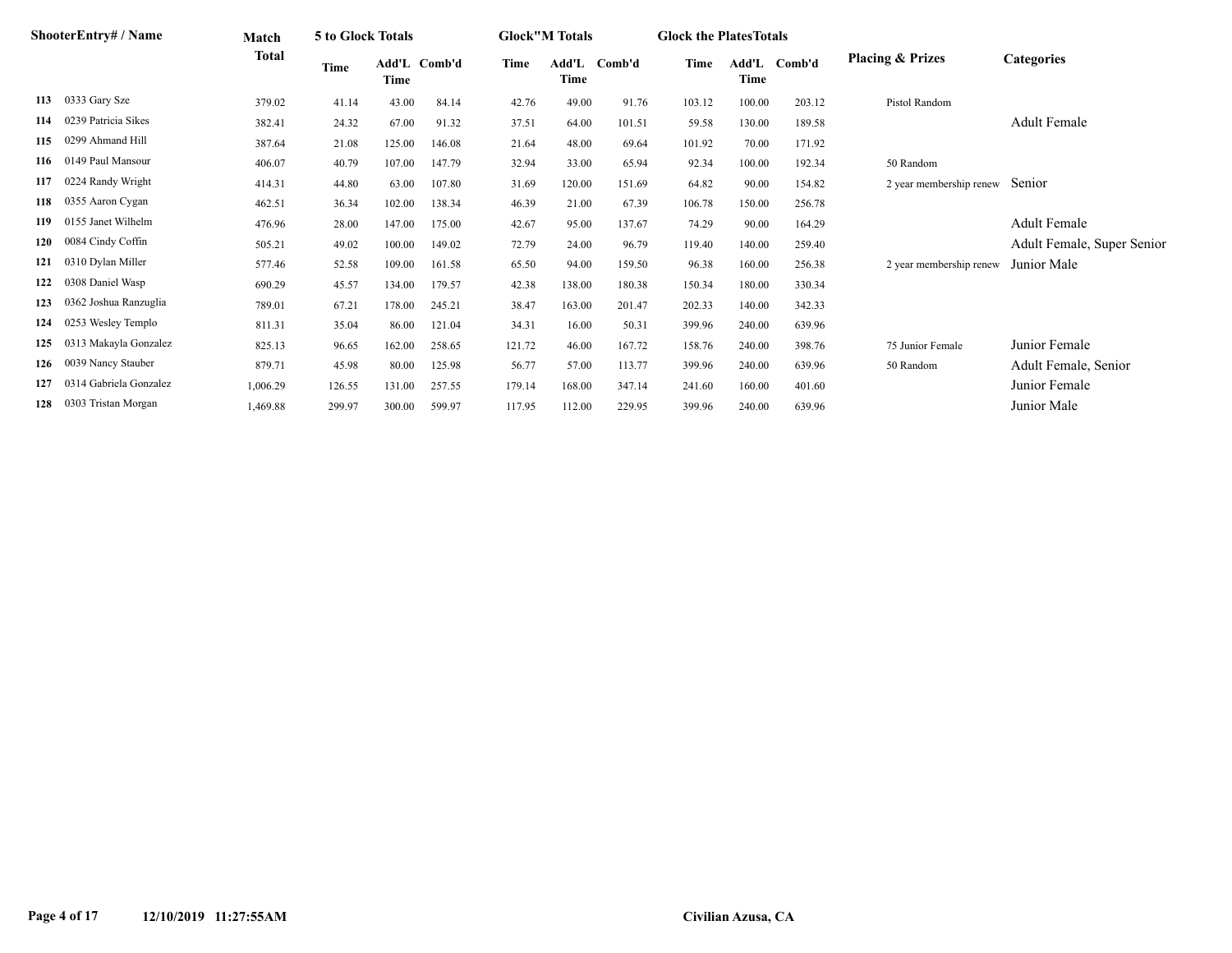| # | ShooterEntry# / Name | Match Total | 5 to Glock Totals Time | Add'L Time | Comb'd | Glock"M Totals Time | Add'L Time | Comb'd | Glock the PlatesTotals Time | Add'L Time | Comb'd | Placing & Prizes | Categories |
|---|---|---|---|---|---|---|---|---|---|---|---|---|---|
| 113 | 0333 Gary Sze | 379.02 | 41.14 | 43.00 | 84.14 | 42.76 | 49.00 | 91.76 | 103.12 | 100.00 | 203.12 | Pistol Random | |
| 114 | 0239 Patricia Sikes | 382.41 | 24.32 | 67.00 | 91.32 | 37.51 | 64.00 | 101.51 | 59.58 | 130.00 | 189.58 | | Adult Female |
| 115 | 0299 Ahmand Hill | 387.64 | 21.08 | 125.00 | 146.08 | 21.64 | 48.00 | 69.64 | 101.92 | 70.00 | 171.92 | | |
| 116 | 0149 Paul Mansour | 406.07 | 40.79 | 107.00 | 147.79 | 32.94 | 33.00 | 65.94 | 92.34 | 100.00 | 192.34 | 50 Random | |
| 117 | 0224 Randy Wright | 414.31 | 44.80 | 63.00 | 107.80 | 31.69 | 120.00 | 151.69 | 64.82 | 90.00 | 154.82 | 2 year membership renew | Senior |
| 118 | 0355 Aaron Cygan | 462.51 | 36.34 | 102.00 | 138.34 | 46.39 | 21.00 | 67.39 | 106.78 | 150.00 | 256.78 | | |
| 119 | 0155 Janet Wilhelm | 476.96 | 28.00 | 147.00 | 175.00 | 42.67 | 95.00 | 137.67 | 74.29 | 90.00 | 164.29 | | Adult Female |
| 120 | 0084 Cindy Coffin | 505.21 | 49.02 | 100.00 | 149.02 | 72.79 | 24.00 | 96.79 | 119.40 | 140.00 | 259.40 | | Adult Female, Super Senior |
| 121 | 0310 Dylan Miller | 577.46 | 52.58 | 109.00 | 161.58 | 65.50 | 94.00 | 159.50 | 96.38 | 160.00 | 256.38 | 2 year membership renew | Junior Male |
| 122 | 0308 Daniel Wasp | 690.29 | 45.57 | 134.00 | 179.57 | 42.38 | 138.00 | 180.38 | 150.34 | 180.00 | 330.34 | | |
| 123 | 0362 Joshua Ranzuglia | 789.01 | 67.21 | 178.00 | 245.21 | 38.47 | 163.00 | 201.47 | 202.33 | 140.00 | 342.33 | | |
| 124 | 0253 Wesley Templo | 811.31 | 35.04 | 86.00 | 121.04 | 34.31 | 16.00 | 50.31 | 399.96 | 240.00 | 639.96 | | |
| 125 | 0313 Makayla Gonzalez | 825.13 | 96.65 | 162.00 | 258.65 | 121.72 | 46.00 | 167.72 | 158.76 | 240.00 | 398.76 | 75 Junior Female | Junior Female |
| 126 | 0039 Nancy Stauber | 879.71 | 45.98 | 80.00 | 125.98 | 56.77 | 57.00 | 113.77 | 399.96 | 240.00 | 639.96 | 50 Random | Adult Female, Senior |
| 127 | 0314 Gabriela Gonzalez | 1,006.29 | 126.55 | 131.00 | 257.55 | 179.14 | 168.00 | 347.14 | 241.60 | 160.00 | 401.60 | | Junior Female |
| 128 | 0303 Tristan Morgan | 1,469.88 | 299.97 | 300.00 | 599.97 | 117.95 | 112.00 | 229.95 | 399.96 | 240.00 | 639.96 | | Junior Male |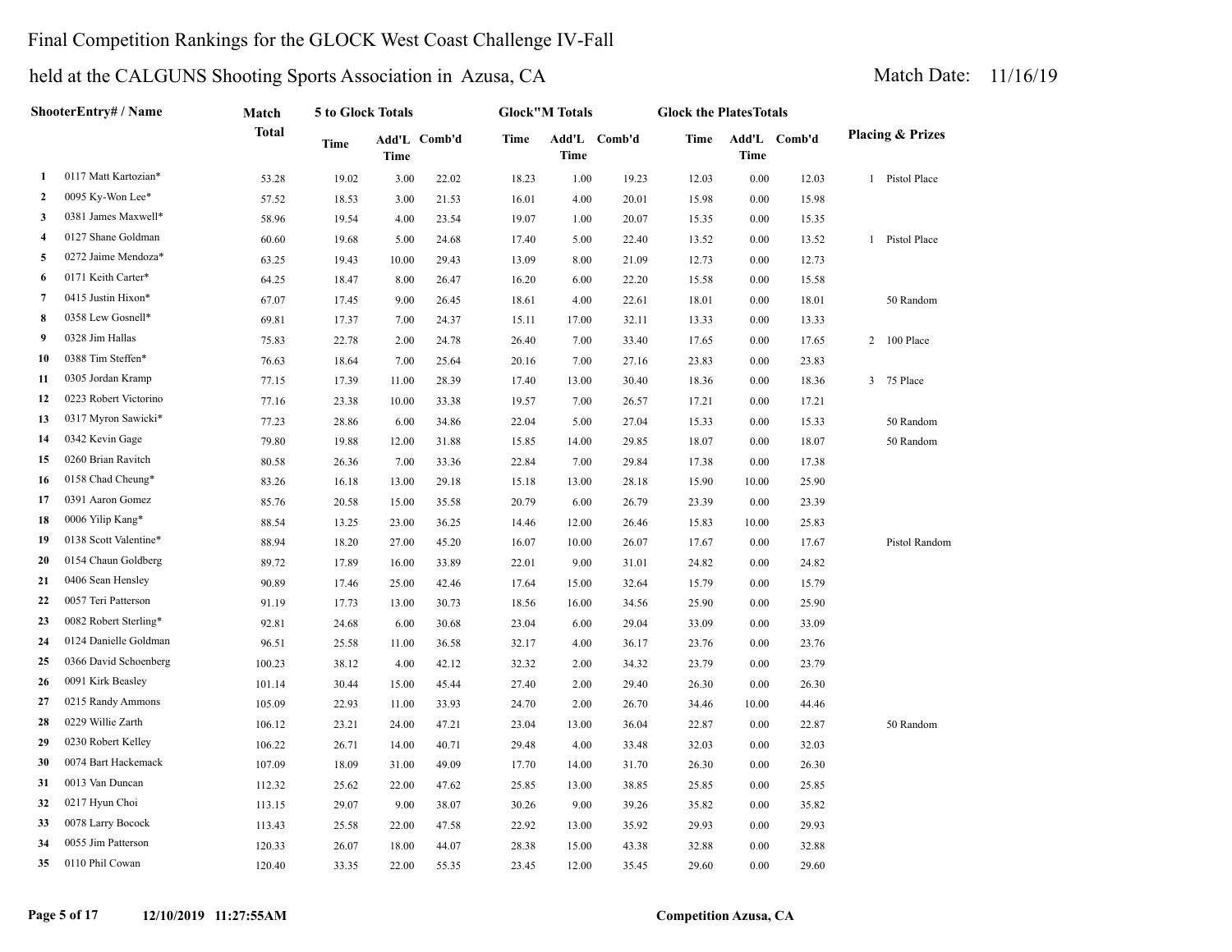# Final Competition Rankings for the GLOCK West Coast Challenge IV-Fall

## held at the CALGUNS Shooting Sports Association in Azusa, CA

Match Date: 11/16/19

| | ShooterEntry# / Name | Match Total | 5 to Glock Totals | | | Glock"M Totals | | | Glock the PlatesTotals | | | Placing & Prizes |
|---|---|---|---|---|---|---|---|---|---|---|---|---|
| | | | Time | Add'L Time | Comb'd | Time | Add'L Time | Comb'd | Time | Add'L Time | Comb'd | |
| 1 | 0117 Matt Kartozian* | 53.28 | 19.02 | 3.00 | 22.02 | 18.23 | 1.00 | 19.23 | 12.03 | 0.00 | 12.03 | 1 Pistol Place |
| 2 | 0095 Ky-Won Lee* | 57.52 | 18.53 | 3.00 | 21.53 | 16.01 | 4.00 | 20.01 | 15.98 | 0.00 | 15.98 | |
| 3 | 0381 James Maxwell* | 58.96 | 19.54 | 4.00 | 23.54 | 19.07 | 1.00 | 20.07 | 15.35 | 0.00 | 15.35 | |
| 4 | 0127 Shane Goldman | 60.60 | 19.68 | 5.00 | 24.68 | 17.40 | 5.00 | 22.40 | 13.52 | 0.00 | 13.52 | 1 Pistol Place |
| 5 | 0272 Jaime Mendoza* | 63.25 | 19.43 | 10.00 | 29.43 | 13.09 | 8.00 | 21.09 | 12.73 | 0.00 | 12.73 | |
| 6 | 0171 Keith Carter* | 64.25 | 18.47 | 8.00 | 26.47 | 16.20 | 6.00 | 22.20 | 15.58 | 0.00 | 15.58 | |
| 7 | 0415 Justin Hixon* | 67.07 | 17.45 | 9.00 | 26.45 | 18.61 | 4.00 | 22.61 | 18.01 | 0.00 | 18.01 | 50 Random |
| 8 | 0358 Lew Gosnell* | 69.81 | 17.37 | 7.00 | 24.37 | 15.11 | 17.00 | 32.11 | 13.33 | 0.00 | 13.33 | |
| 9 | 0328 Jim Hallas | 75.83 | 22.78 | 2.00 | 24.78 | 26.40 | 7.00 | 33.40 | 17.65 | 0.00 | 17.65 | 2 100 Place |
| 10 | 0388 Tim Steffen* | 76.63 | 18.64 | 7.00 | 25.64 | 20.16 | 7.00 | 27.16 | 23.83 | 0.00 | 23.83 | |
| 11 | 0305 Jordan Kramp | 77.15 | 17.39 | 11.00 | 28.39 | 17.40 | 13.00 | 30.40 | 18.36 | 0.00 | 18.36 | 3 75 Place |
| 12 | 0223 Robert Victorino | 77.16 | 23.38 | 10.00 | 33.38 | 19.57 | 7.00 | 26.57 | 17.21 | 0.00 | 17.21 | |
| 13 | 0317 Myron Sawicki* | 77.23 | 28.86 | 6.00 | 34.86 | 22.04 | 5.00 | 27.04 | 15.33 | 0.00 | 15.33 | 50 Random |
| 14 | 0342 Kevin Gage | 79.80 | 19.88 | 12.00 | 31.88 | 15.85 | 14.00 | 29.85 | 18.07 | 0.00 | 18.07 | 50 Random |
| 15 | 0260 Brian Ravitch | 80.58 | 26.36 | 7.00 | 33.36 | 22.84 | 7.00 | 29.84 | 17.38 | 0.00 | 17.38 | |
| 16 | 0158 Chad Cheung* | 83.26 | 16.18 | 13.00 | 29.18 | 15.18 | 13.00 | 28.18 | 15.90 | 10.00 | 25.90 | |
| 17 | 0391 Aaron Gomez | 85.76 | 20.58 | 15.00 | 35.58 | 20.79 | 6.00 | 26.79 | 23.39 | 0.00 | 23.39 | |
| 18 | 0006 Yilip Kang* | 88.54 | 13.25 | 23.00 | 36.25 | 14.46 | 12.00 | 26.46 | 15.83 | 10.00 | 25.83 | |
| 19 | 0138 Scott Valentine* | 88.94 | 18.20 | 27.00 | 45.20 | 16.07 | 10.00 | 26.07 | 17.67 | 0.00 | 17.67 | Pistol Random |
| 20 | 0154 Chaun Goldberg | 89.72 | 17.89 | 16.00 | 33.89 | 22.01 | 9.00 | 31.01 | 24.82 | 0.00 | 24.82 | |
| 21 | 0406 Sean Hensley | 90.89 | 17.46 | 25.00 | 42.46 | 17.64 | 15.00 | 32.64 | 15.79 | 0.00 | 15.79 | |
| 22 | 0057 Teri Patterson | 91.19 | 17.73 | 13.00 | 30.73 | 18.56 | 16.00 | 34.56 | 25.90 | 0.00 | 25.90 | |
| 23 | 0082 Robert Sterling* | 92.81 | 24.68 | 6.00 | 30.68 | 23.04 | 6.00 | 29.04 | 33.09 | 0.00 | 33.09 | |
| 24 | 0124 Danielle Goldman | 96.51 | 25.58 | 11.00 | 36.58 | 32.17 | 4.00 | 36.17 | 23.76 | 0.00 | 23.76 | |
| 25 | 0366 David Schoenberg | 100.23 | 38.12 | 4.00 | 42.12 | 32.32 | 2.00 | 34.32 | 23.79 | 0.00 | 23.79 | |
| 26 | 0091 Kirk Beasley | 101.14 | 30.44 | 15.00 | 45.44 | 27.40 | 2.00 | 29.40 | 26.30 | 0.00 | 26.30 | |
| 27 | 0215 Randy Ammons | 105.09 | 22.93 | 11.00 | 33.93 | 24.70 | 2.00 | 26.70 | 34.46 | 10.00 | 44.46 | |
| 28 | 0229 Willie Zarth | 106.12 | 23.21 | 24.00 | 47.21 | 23.04 | 13.00 | 36.04 | 22.87 | 0.00 | 22.87 | 50 Random |
| 29 | 0230 Robert Kelley | 106.22 | 26.71 | 14.00 | 40.71 | 29.48 | 4.00 | 33.48 | 32.03 | 0.00 | 32.03 | |
| 30 | 0074 Bart Hackemack | 107.09 | 18.09 | 31.00 | 49.09 | 17.70 | 14.00 | 31.70 | 26.30 | 0.00 | 26.30 | |
| 31 | 0013 Van Duncan | 112.32 | 25.62 | 22.00 | 47.62 | 25.85 | 13.00 | 38.85 | 25.85 | 0.00 | 25.85 | |
| 32 | 0217 Hyun Choi | 113.15 | 29.07 | 9.00 | 38.07 | 30.26 | 9.00 | 39.26 | 35.82 | 0.00 | 35.82 | |
| 33 | 0078 Larry Bocock | 113.43 | 25.58 | 22.00 | 47.58 | 22.92 | 13.00 | 35.92 | 29.93 | 0.00 | 29.93 | |
| 34 | 0055 Jim Patterson | 120.33 | 26.07 | 18.00 | 44.07 | 28.38 | 15.00 | 43.38 | 32.88 | 0.00 | 32.88 | |
| 35 | 0110 Phil Cowan | 120.40 | 33.35 | 22.00 | 55.35 | 23.45 | 12.00 | 35.45 | 29.60 | 0.00 | 29.60 | |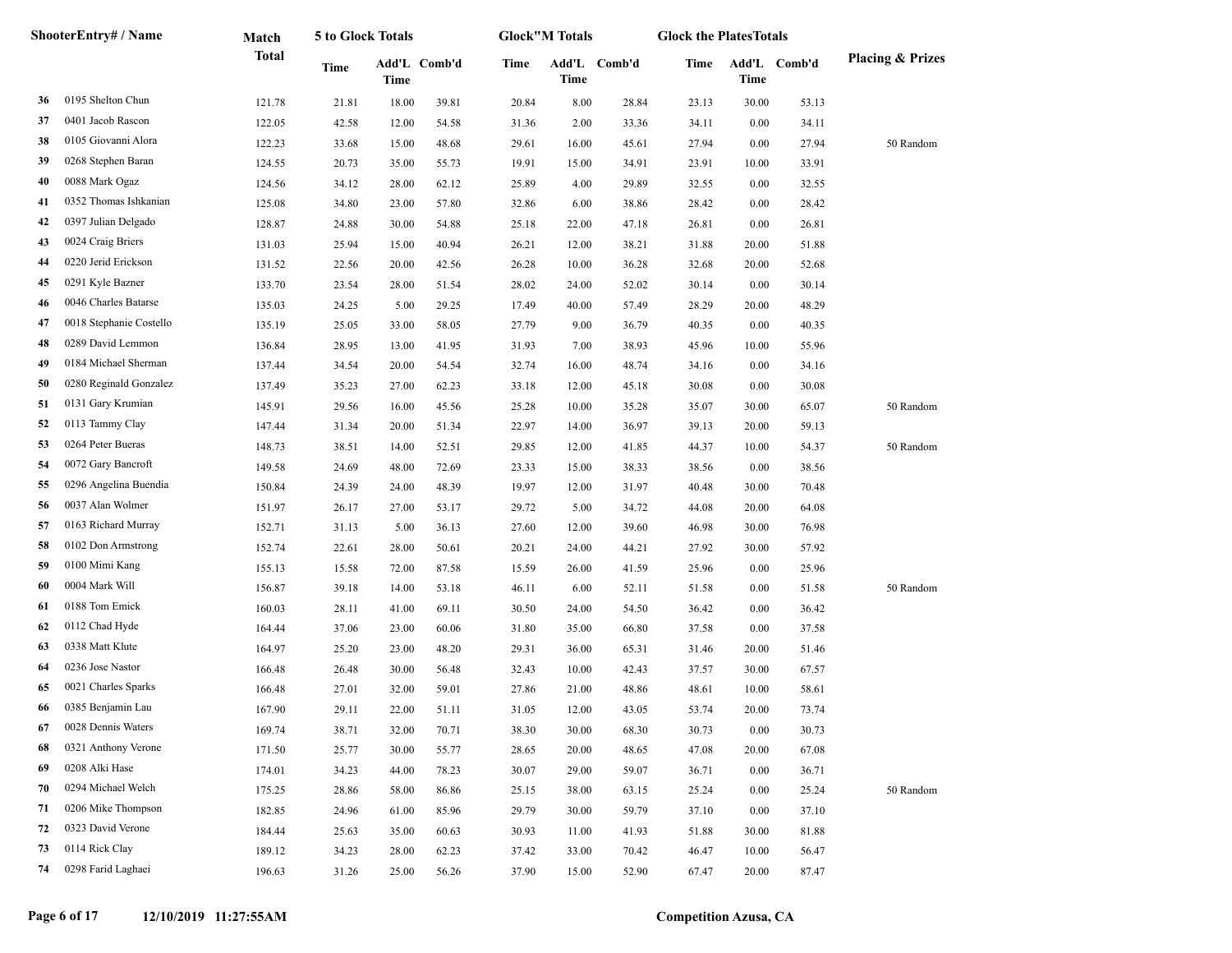| | ShooterEntry# / Name | Match Total | 5 to Glock Totals | | | Glock"M Totals | | | Glock the PlatesTotals | | | Placing & Prizes |
|---|---|---|---|---|---|---|---|---|---|---|---|---|
| | | | Time | Add'L Time | Comb'd | Time | Add'L Time | Comb'd | Time | Add'L Time | Comb'd | |
| 36 | 0195 Shelton Chun | 121.78 | 21.81 | 18.00 | 39.81 | 20.84 | 8.00 | 28.84 | 23.13 | 30.00 | 53.13 | |
| 37 | 0401 Jacob Rascon | 122.05 | 42.58 | 12.00 | 54.58 | 31.36 | 2.00 | 33.36 | 34.11 | 0.00 | 34.11 | |
| 38 | 0105 Giovanni Alora | 122.23 | 33.68 | 15.00 | 48.68 | 29.61 | 16.00 | 45.61 | 27.94 | 0.00 | 27.94 | 50 Random |
| 39 | 0268 Stephen Baran | 124.55 | 20.73 | 35.00 | 55.73 | 19.91 | 15.00 | 34.91 | 23.91 | 10.00 | 33.91 | |
| 40 | 0088 Mark Ogaz | 124.56 | 34.12 | 28.00 | 62.12 | 25.89 | 4.00 | 29.89 | 32.55 | 0.00 | 32.55 | |
| 41 | 0352 Thomas Ishkanian | 125.08 | 34.80 | 23.00 | 57.80 | 32.86 | 6.00 | 38.86 | 28.42 | 0.00 | 28.42 | |
| 42 | 0397 Julian Delgado | 128.87 | 24.88 | 30.00 | 54.88 | 25.18 | 22.00 | 47.18 | 26.81 | 0.00 | 26.81 | |
| 43 | 0024 Craig Briers | 131.03 | 25.94 | 15.00 | 40.94 | 26.21 | 12.00 | 38.21 | 31.88 | 20.00 | 51.88 | |
| 44 | 0220 Jerid Erickson | 131.52 | 22.56 | 20.00 | 42.56 | 26.28 | 10.00 | 36.28 | 32.68 | 20.00 | 52.68 | |
| 45 | 0291 Kyle Bazner | 133.70 | 23.54 | 28.00 | 51.54 | 28.02 | 24.00 | 52.02 | 30.14 | 0.00 | 30.14 | |
| 46 | 0046 Charles Batarse | 135.03 | 24.25 | 5.00 | 29.25 | 17.49 | 40.00 | 57.49 | 28.29 | 20.00 | 48.29 | |
| 47 | 0018 Stephanie Costello | 135.19 | 25.05 | 33.00 | 58.05 | 27.79 | 9.00 | 36.79 | 40.35 | 0.00 | 40.35 | |
| 48 | 0289 David Lemmon | 136.84 | 28.95 | 13.00 | 41.95 | 31.93 | 7.00 | 38.93 | 45.96 | 10.00 | 55.96 | |
| 49 | 0184 Michael Sherman | 137.44 | 34.54 | 20.00 | 54.54 | 32.74 | 16.00 | 48.74 | 34.16 | 0.00 | 34.16 | |
| 50 | 0280 Reginald Gonzalez | 137.49 | 35.23 | 27.00 | 62.23 | 33.18 | 12.00 | 45.18 | 30.08 | 0.00 | 30.08 | |
| 51 | 0131 Gary Krumian | 145.91 | 29.56 | 16.00 | 45.56 | 25.28 | 10.00 | 35.28 | 35.07 | 30.00 | 65.07 | 50 Random |
| 52 | 0113 Tammy Clay | 147.44 | 31.34 | 20.00 | 51.34 | 22.97 | 14.00 | 36.97 | 39.13 | 20.00 | 59.13 | |
| 53 | 0264 Peter Bueras | 148.73 | 38.51 | 14.00 | 52.51 | 29.85 | 12.00 | 41.85 | 44.37 | 10.00 | 54.37 | 50 Random |
| 54 | 0072 Gary Bancroft | 149.58 | 24.69 | 48.00 | 72.69 | 23.33 | 15.00 | 38.33 | 38.56 | 0.00 | 38.56 | |
| 55 | 0296 Angelina Buendia | 150.84 | 24.39 | 24.00 | 48.39 | 19.97 | 12.00 | 31.97 | 40.48 | 30.00 | 70.48 | |
| 56 | 0037 Alan Wolmer | 151.97 | 26.17 | 27.00 | 53.17 | 29.72 | 5.00 | 34.72 | 44.08 | 20.00 | 64.08 | |
| 57 | 0163 Richard Murray | 152.71 | 31.13 | 5.00 | 36.13 | 27.60 | 12.00 | 39.60 | 46.98 | 30.00 | 76.98 | |
| 58 | 0102 Don Armstrong | 152.74 | 22.61 | 28.00 | 50.61 | 20.21 | 24.00 | 44.21 | 27.92 | 30.00 | 57.92 | |
| 59 | 0100 Mimi Kang | 155.13 | 15.58 | 72.00 | 87.58 | 15.59 | 26.00 | 41.59 | 25.96 | 0.00 | 25.96 | |
| 60 | 0004 Mark Will | 156.87 | 39.18 | 14.00 | 53.18 | 46.11 | 6.00 | 52.11 | 51.58 | 0.00 | 51.58 | 50 Random |
| 61 | 0188 Tom Emick | 160.03 | 28.11 | 41.00 | 69.11 | 30.50 | 24.00 | 54.50 | 36.42 | 0.00 | 36.42 | |
| 62 | 0112 Chad Hyde | 164.44 | 37.06 | 23.00 | 60.06 | 31.80 | 35.00 | 66.80 | 37.58 | 0.00 | 37.58 | |
| 63 | 0338 Matt Klute | 164.97 | 25.20 | 23.00 | 48.20 | 29.31 | 36.00 | 65.31 | 31.46 | 20.00 | 51.46 | |
| 64 | 0236 Jose Nastor | 166.48 | 26.48 | 30.00 | 56.48 | 32.43 | 10.00 | 42.43 | 37.57 | 30.00 | 67.57 | |
| 65 | 0021 Charles Sparks | 166.48 | 27.01 | 32.00 | 59.01 | 27.86 | 21.00 | 48.86 | 48.61 | 10.00 | 58.61 | |
| 66 | 0385 Benjamin Lau | 167.90 | 29.11 | 22.00 | 51.11 | 31.05 | 12.00 | 43.05 | 53.74 | 20.00 | 73.74 | |
| 67 | 0028 Dennis Waters | 169.74 | 38.71 | 32.00 | 70.71 | 38.30 | 30.00 | 68.30 | 30.73 | 0.00 | 30.73 | |
| 68 | 0321 Anthony Verone | 171.50 | 25.77 | 30.00 | 55.77 | 28.65 | 20.00 | 48.65 | 47.08 | 20.00 | 67.08 | |
| 69 | 0208 Alki Hase | 174.01 | 34.23 | 44.00 | 78.23 | 30.07 | 29.00 | 59.07 | 36.71 | 0.00 | 36.71 | |
| 70 | 0294 Michael Welch | 175.25 | 28.86 | 58.00 | 86.86 | 25.15 | 38.00 | 63.15 | 25.24 | 0.00 | 25.24 | 50 Random |
| 71 | 0206 Mike Thompson | 182.85 | 24.96 | 61.00 | 85.96 | 29.79 | 30.00 | 59.79 | 37.10 | 0.00 | 37.10 | |
| 72 | 0323 David Verone | 184.44 | 25.63 | 35.00 | 60.63 | 30.93 | 11.00 | 41.93 | 51.88 | 30.00 | 81.88 | |
| 73 | 0114 Rick Clay | 189.12 | 34.23 | 28.00 | 62.23 | 37.42 | 33.00 | 70.42 | 46.47 | 10.00 | 56.47 | |
| 74 | 0298 Farid Laghaei | 196.63 | 31.26 | 25.00 | 56.26 | 37.90 | 15.00 | 52.90 | 67.47 | 20.00 | 87.47 | |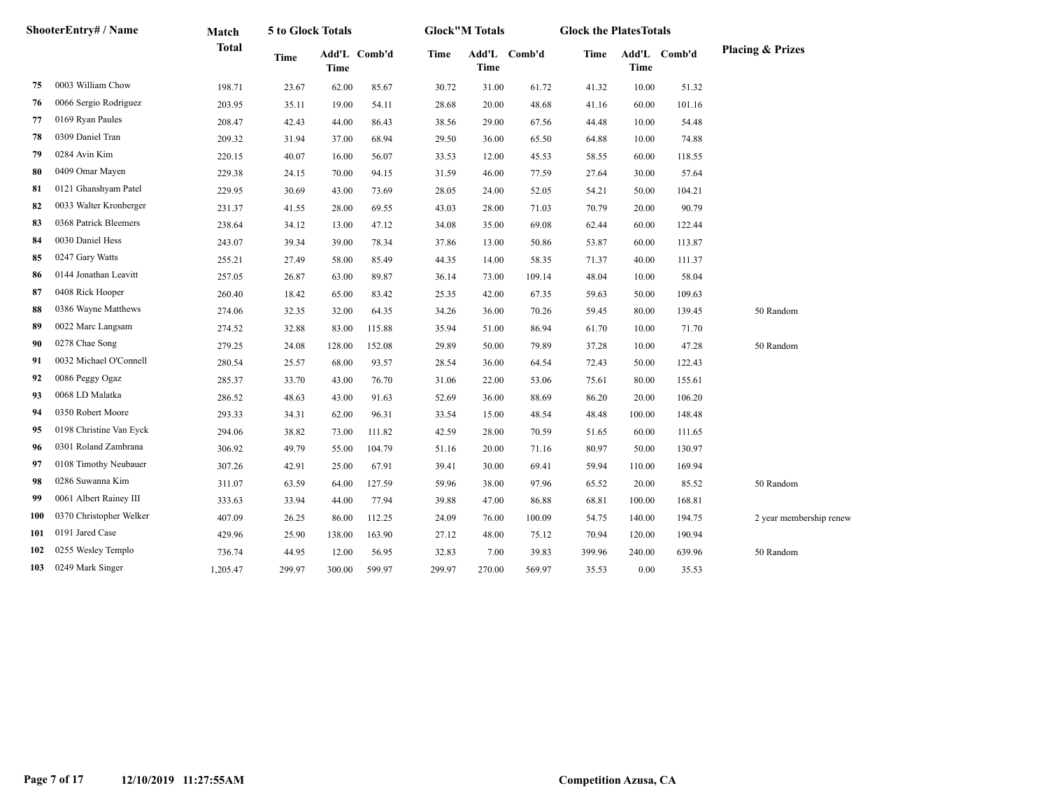| | ShooterEntry# / Name | Match Total | 5 to Glock Totals | | | Glock"M Totals | | | Glock the PlatesTotals | | | Placing & Prizes |
|---|---|---|---|---|---|---|---|---|---|---|---|---|
| | | | Time | Add'L Time | Comb'd | Time | Add'L Time | Comb'd | Time | Add'L Time | Comb'd | |
| 75 | 0003 William Chow | 198.71 | 23.67 | 62.00 | 85.67 | 30.72 | 31.00 | 61.72 | 41.32 | 10.00 | 51.32 | |
| 76 | 0066 Sergio Rodriguez | 203.95 | 35.11 | 19.00 | 54.11 | 28.68 | 20.00 | 48.68 | 41.16 | 60.00 | 101.16 | |
| 77 | 0169 Ryan Paules | 208.47 | 42.43 | 44.00 | 86.43 | 38.56 | 29.00 | 67.56 | 44.48 | 10.00 | 54.48 | |
| 78 | 0309 Daniel Tran | 209.32 | 31.94 | 37.00 | 68.94 | 29.50 | 36.00 | 65.50 | 64.88 | 10.00 | 74.88 | |
| 79 | 0284 Avin Kim | 220.15 | 40.07 | 16.00 | 56.07 | 33.53 | 12.00 | 45.53 | 58.55 | 60.00 | 118.55 | |
| 80 | 0409 Omar Mayen | 229.38 | 24.15 | 70.00 | 94.15 | 31.59 | 46.00 | 77.59 | 27.64 | 30.00 | 57.64 | |
| 81 | 0121 Ghanshyam Patel | 229.95 | 30.69 | 43.00 | 73.69 | 28.05 | 24.00 | 52.05 | 54.21 | 50.00 | 104.21 | |
| 82 | 0033 Walter Kronberger | 231.37 | 41.55 | 28.00 | 69.55 | 43.03 | 28.00 | 71.03 | 70.79 | 20.00 | 90.79 | |
| 83 | 0368 Patrick Bleemers | 238.64 | 34.12 | 13.00 | 47.12 | 34.08 | 35.00 | 69.08 | 62.44 | 60.00 | 122.44 | |
| 84 | 0030 Daniel Hess | 243.07 | 39.34 | 39.00 | 78.34 | 37.86 | 13.00 | 50.86 | 53.87 | 60.00 | 113.87 | |
| 85 | 0247 Gary Watts | 255.21 | 27.49 | 58.00 | 85.49 | 44.35 | 14.00 | 58.35 | 71.37 | 40.00 | 111.37 | |
| 86 | 0144 Jonathan Leavitt | 257.05 | 26.87 | 63.00 | 89.87 | 36.14 | 73.00 | 109.14 | 48.04 | 10.00 | 58.04 | |
| 87 | 0408 Rick Hooper | 260.40 | 18.42 | 65.00 | 83.42 | 25.35 | 42.00 | 67.35 | 59.63 | 50.00 | 109.63 | |
| 88 | 0386 Wayne Matthews | 274.06 | 32.35 | 32.00 | 64.35 | 34.26 | 36.00 | 70.26 | 59.45 | 80.00 | 139.45 | 50 Random |
| 89 | 0022 Marc Langsam | 274.52 | 32.88 | 83.00 | 115.88 | 35.94 | 51.00 | 86.94 | 61.70 | 10.00 | 71.70 | |
| 90 | 0278 Chae Song | 279.25 | 24.08 | 128.00 | 152.08 | 29.89 | 50.00 | 79.89 | 37.28 | 10.00 | 47.28 | 50 Random |
| 91 | 0032 Michael O'Connell | 280.54 | 25.57 | 68.00 | 93.57 | 28.54 | 36.00 | 64.54 | 72.43 | 50.00 | 122.43 | |
| 92 | 0086 Peggy Ogaz | 285.37 | 33.70 | 43.00 | 76.70 | 31.06 | 22.00 | 53.06 | 75.61 | 80.00 | 155.61 | |
| 93 | 0068 LD Malatka | 286.52 | 48.63 | 43.00 | 91.63 | 52.69 | 36.00 | 88.69 | 86.20 | 20.00 | 106.20 | |
| 94 | 0350 Robert Moore | 293.33 | 34.31 | 62.00 | 96.31 | 33.54 | 15.00 | 48.54 | 48.48 | 100.00 | 148.48 | |
| 95 | 0198 Christine Van Eyck | 294.06 | 38.82 | 73.00 | 111.82 | 42.59 | 28.00 | 70.59 | 51.65 | 60.00 | 111.65 | |
| 96 | 0301 Roland Zambrana | 306.92 | 49.79 | 55.00 | 104.79 | 51.16 | 20.00 | 71.16 | 80.97 | 50.00 | 130.97 | |
| 97 | 0108 Timothy Neubauer | 307.26 | 42.91 | 25.00 | 67.91 | 39.41 | 30.00 | 69.41 | 59.94 | 110.00 | 169.94 | |
| 98 | 0286 Suwanna Kim | 311.07 | 63.59 | 64.00 | 127.59 | 59.96 | 38.00 | 97.96 | 65.52 | 20.00 | 85.52 | 50 Random |
| 99 | 0061 Albert Rainey III | 333.63 | 33.94 | 44.00 | 77.94 | 39.88 | 47.00 | 86.88 | 68.81 | 100.00 | 168.81 | |
| 100 | 0370 Christopher Welker | 407.09 | 26.25 | 86.00 | 112.25 | 24.09 | 76.00 | 100.09 | 54.75 | 140.00 | 194.75 | 2 year membership renew |
| 101 | 0191 Jared Case | 429.96 | 25.90 | 138.00 | 163.90 | 27.12 | 48.00 | 75.12 | 70.94 | 120.00 | 190.94 | |
| 102 | 0255 Wesley Templo | 736.74 | 44.95 | 12.00 | 56.95 | 32.83 | 7.00 | 39.83 | 399.96 | 240.00 | 639.96 | 50 Random |
| 103 | 0249 Mark Singer | 1,205.47 | 299.97 | 300.00 | 599.97 | 299.97 | 270.00 | 569.97 | 35.53 | 0.00 | 35.53 | |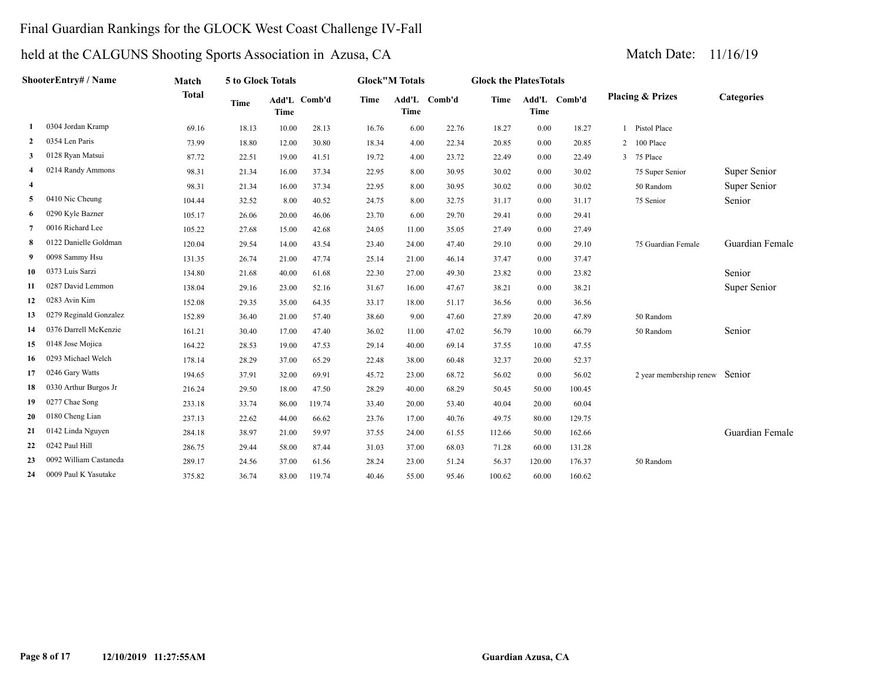# Final Guardian Rankings for the GLOCK West Coast Challenge IV-Fall

## held at the CALGUNS Shooting Sports Association in Azusa, CA

Match Date: 11/16/19

| | ShooterEntry# / Name | Match Total | 5 to Glock Totals | | | Glock"M Totals | | | Glock the PlatesTotals | | | Placing & Prizes | Categories |
|---|---|---|---|---|---|---|---|---|---|---|---|---|---|
| | | | Time | Add'L Time | Comb'd | Time | Add'L Time | Comb'd | Time | Add'L Time | Comb'd | | |
| 1 | 0304 Jordan Kramp | 69.16 | 18.13 | 10.00 | 28.13 | 16.76 | 6.00 | 22.76 | 18.27 | 0.00 | 18.27 | 1 Pistol Place | |
| 2 | 0354 Len Paris | 73.99 | 18.80 | 12.00 | 30.80 | 18.34 | 4.00 | 22.34 | 20.85 | 0.00 | 20.85 | 2 100 Place | |
| 3 | 0128 Ryan Matsui | 87.72 | 22.51 | 19.00 | 41.51 | 19.72 | 4.00 | 23.72 | 22.49 | 0.00 | 22.49 | 3 75 Place | |
| 4 | 0214 Randy Ammons | 98.31 | 21.34 | 16.00 | 37.34 | 22.95 | 8.00 | 30.95 | 30.02 | 0.00 | 30.02 | 75 Super Senior | Super Senior |
| 4 | | 98.31 | 21.34 | 16.00 | 37.34 | 22.95 | 8.00 | 30.95 | 30.02 | 0.00 | 30.02 | 50 Random | Super Senior |
| 5 | 0410 Nic Cheung | 104.44 | 32.52 | 8.00 | 40.52 | 24.75 | 8.00 | 32.75 | 31.17 | 0.00 | 31.17 | 75 Senior | Senior |
| 6 | 0290 Kyle Bazner | 105.17 | 26.06 | 20.00 | 46.06 | 23.70 | 6.00 | 29.70 | 29.41 | 0.00 | 29.41 | | |
| 7 | 0016 Richard Lee | 105.22 | 27.68 | 15.00 | 42.68 | 24.05 | 11.00 | 35.05 | 27.49 | 0.00 | 27.49 | | |
| 8 | 0122 Danielle Goldman | 120.04 | 29.54 | 14.00 | 43.54 | 23.40 | 24.00 | 47.40 | 29.10 | 0.00 | 29.10 | 75 Guardian Female | Guardian Female |
| 9 | 0098 Sammy Hsu | 131.35 | 26.74 | 21.00 | 47.74 | 25.14 | 21.00 | 46.14 | 37.47 | 0.00 | 37.47 | | |
| 10 | 0373 Luis Sarzi | 134.80 | 21.68 | 40.00 | 61.68 | 22.30 | 27.00 | 49.30 | 23.82 | 0.00 | 23.82 | | Senior |
| 11 | 0287 David Lemmon | 138.04 | 29.16 | 23.00 | 52.16 | 31.67 | 16.00 | 47.67 | 38.21 | 0.00 | 38.21 | | Super Senior |
| 12 | 0283 Avin Kim | 152.08 | 29.35 | 35.00 | 64.35 | 33.17 | 18.00 | 51.17 | 36.56 | 0.00 | 36.56 | | |
| 13 | 0279 Reginald Gonzalez | 152.89 | 36.40 | 21.00 | 57.40 | 38.60 | 9.00 | 47.60 | 27.89 | 20.00 | 47.89 | 50 Random | |
| 14 | 0376 Darrell McKenzie | 161.21 | 30.40 | 17.00 | 47.40 | 36.02 | 11.00 | 47.02 | 56.79 | 10.00 | 66.79 | 50 Random | Senior |
| 15 | 0148 Jose Mojica | 164.22 | 28.53 | 19.00 | 47.53 | 29.14 | 40.00 | 69.14 | 37.55 | 10.00 | 47.55 | | |
| 16 | 0293 Michael Welch | 178.14 | 28.29 | 37.00 | 65.29 | 22.48 | 38.00 | 60.48 | 32.37 | 20.00 | 52.37 | | |
| 17 | 0246 Gary Watts | 194.65 | 37.91 | 32.00 | 69.91 | 45.72 | 23.00 | 68.72 | 56.02 | 0.00 | 56.02 | 2 year membership renew | Senior |
| 18 | 0330 Arthur Burgos Jr | 216.24 | 29.50 | 18.00 | 47.50 | 28.29 | 40.00 | 68.29 | 50.45 | 50.00 | 100.45 | | |
| 19 | 0277 Chae Song | 233.18 | 33.74 | 86.00 | 119.74 | 33.40 | 20.00 | 53.40 | 40.04 | 20.00 | 60.04 | | |
| 20 | 0180 Cheng Lian | 237.13 | 22.62 | 44.00 | 66.62 | 23.76 | 17.00 | 40.76 | 49.75 | 80.00 | 129.75 | | |
| 21 | 0142 Linda Nguyen | 284.18 | 38.97 | 21.00 | 59.97 | 37.55 | 24.00 | 61.55 | 112.66 | 50.00 | 162.66 | | Guardian Female |
| 22 | 0242 Paul Hill | 286.75 | 29.44 | 58.00 | 87.44 | 31.03 | 37.00 | 68.03 | 71.28 | 60.00 | 131.28 | | |
| 23 | 0092 William Castaneda | 289.17 | 24.56 | 37.00 | 61.56 | 28.24 | 23.00 | 51.24 | 56.37 | 120.00 | 176.37 | 50 Random | |
| 24 | 0009 Paul K Yasutake | 375.82 | 36.74 | 83.00 | 119.74 | 40.46 | 55.00 | 95.46 | 100.62 | 60.00 | 160.62 | | |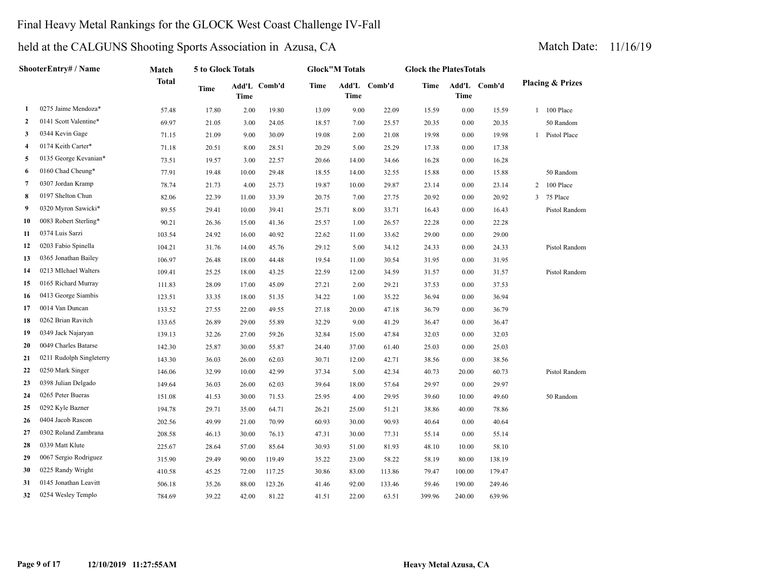# Final Heavy Metal Rankings for the GLOCK West Coast Challenge IV-Fall

## held at the CALGUNS Shooting Sports Association in Azusa, CA

Match Date: 11/16/19

| | ShooterEntry# / Name | Match Total | 5 to Glock Totals | | | Glock"M Totals | | | Glock the PlatesTotals | | | Placing & Prizes |
|---|---|---|---|---|---|---|---|---|---|---|---|---|
| | | | Time | Add'L Time | Comb'd | Time | Add'L Time | Comb'd | Time | Add'L Time | Comb'd | |
| 1 | 0275 Jaime Mendoza* | 57.48 | 17.80 | 2.00 | 19.80 | 13.09 | 9.00 | 22.09 | 15.59 | 0.00 | 15.59 | 1 100 Place |
| 2 | 0141 Scott Valentine* | 69.97 | 21.05 | 3.00 | 24.05 | 18.57 | 7.00 | 25.57 | 20.35 | 0.00 | 20.35 | 50 Random |
| 3 | 0344 Kevin Gage | 71.15 | 21.09 | 9.00 | 30.09 | 19.08 | 2.00 | 21.08 | 19.98 | 0.00 | 19.98 | 1 Pistol Place |
| 4 | 0174 Keith Carter* | 71.18 | 20.51 | 8.00 | 28.51 | 20.29 | 5.00 | 25.29 | 17.38 | 0.00 | 17.38 | |
| 5 | 0135 George Kevanian* | 73.51 | 19.57 | 3.00 | 22.57 | 20.66 | 14.00 | 34.66 | 16.28 | 0.00 | 16.28 | |
| 6 | 0160 Chad Cheung* | 77.91 | 19.48 | 10.00 | 29.48 | 18.55 | 14.00 | 32.55 | 15.88 | 0.00 | 15.88 | 50 Random |
| 7 | 0307 Jordan Kramp | 78.74 | 21.73 | 4.00 | 25.73 | 19.87 | 10.00 | 29.87 | 23.14 | 0.00 | 23.14 | 2 100 Place |
| 8 | 0197 Shelton Chun | 82.06 | 22.39 | 11.00 | 33.39 | 20.75 | 7.00 | 27.75 | 20.92 | 0.00 | 20.92 | 3 75 Place |
| 9 | 0320 Myron Sawicki* | 89.55 | 29.41 | 10.00 | 39.41 | 25.71 | 8.00 | 33.71 | 16.43 | 0.00 | 16.43 | Pistol Random |
| 10 | 0083 Robert Sterling* | 90.21 | 26.36 | 15.00 | 41.36 | 25.57 | 1.00 | 26.57 | 22.28 | 0.00 | 22.28 | |
| 11 | 0374 Luis Sarzi | 103.54 | 24.92 | 16.00 | 40.92 | 22.62 | 11.00 | 33.62 | 29.00 | 0.00 | 29.00 | |
| 12 | 0203 Fabio Spinella | 104.21 | 31.76 | 14.00 | 45.76 | 29.12 | 5.00 | 34.12 | 24.33 | 0.00 | 24.33 | Pistol Random |
| 13 | 0365 Jonathan Bailey | 106.97 | 26.48 | 18.00 | 44.48 | 19.54 | 11.00 | 30.54 | 31.95 | 0.00 | 31.95 | |
| 14 | 0213 MIchael Walters | 109.41 | 25.25 | 18.00 | 43.25 | 22.59 | 12.00 | 34.59 | 31.57 | 0.00 | 31.57 | Pistol Random |
| 15 | 0165 Richard Murray | 111.83 | 28.09 | 17.00 | 45.09 | 27.21 | 2.00 | 29.21 | 37.53 | 0.00 | 37.53 | |
| 16 | 0413 George Siambis | 123.51 | 33.35 | 18.00 | 51.35 | 34.22 | 1.00 | 35.22 | 36.94 | 0.00 | 36.94 | |
| 17 | 0014 Van Duncan | 133.52 | 27.55 | 22.00 | 49.55 | 27.18 | 20.00 | 47.18 | 36.79 | 0.00 | 36.79 | |
| 18 | 0262 Brian Ravitch | 133.65 | 26.89 | 29.00 | 55.89 | 32.29 | 9.00 | 41.29 | 36.47 | 0.00 | 36.47 | |
| 19 | 0349 Jack Najaryan | 139.13 | 32.26 | 27.00 | 59.26 | 32.84 | 15.00 | 47.84 | 32.03 | 0.00 | 32.03 | |
| 20 | 0049 Charles Batarse | 142.30 | 25.87 | 30.00 | 55.87 | 24.40 | 37.00 | 61.40 | 25.03 | 0.00 | 25.03 | |
| 21 | 0211 Rudolph Singleterry | 143.30 | 36.03 | 26.00 | 62.03 | 30.71 | 12.00 | 42.71 | 38.56 | 0.00 | 38.56 | |
| 22 | 0250 Mark Singer | 146.06 | 32.99 | 10.00 | 42.99 | 37.34 | 5.00 | 42.34 | 40.73 | 20.00 | 60.73 | Pistol Random |
| 23 | 0398 Julian Delgado | 149.64 | 36.03 | 26.00 | 62.03 | 39.64 | 18.00 | 57.64 | 29.97 | 0.00 | 29.97 | |
| 24 | 0265 Peter Bueras | 151.08 | 41.53 | 30.00 | 71.53 | 25.95 | 4.00 | 29.95 | 39.60 | 10.00 | 49.60 | 50 Random |
| 25 | 0292 Kyle Bazner | 194.78 | 29.71 | 35.00 | 64.71 | 26.21 | 25.00 | 51.21 | 38.86 | 40.00 | 78.86 | |
| 26 | 0404 Jacob Rascon | 202.56 | 49.99 | 21.00 | 70.99 | 60.93 | 30.00 | 90.93 | 40.64 | 0.00 | 40.64 | |
| 27 | 0302 Roland Zambrana | 208.58 | 46.13 | 30.00 | 76.13 | 47.31 | 30.00 | 77.31 | 55.14 | 0.00 | 55.14 | |
| 28 | 0339 Matt Klute | 225.67 | 28.64 | 57.00 | 85.64 | 30.93 | 51.00 | 81.93 | 48.10 | 10.00 | 58.10 | |
| 29 | 0067 Sergio Rodriguez | 315.90 | 29.49 | 90.00 | 119.49 | 35.22 | 23.00 | 58.22 | 58.19 | 80.00 | 138.19 | |
| 30 | 0225 Randy Wright | 410.58 | 45.25 | 72.00 | 117.25 | 30.86 | 83.00 | 113.86 | 79.47 | 100.00 | 179.47 | |
| 31 | 0145 Jonathan Leavitt | 506.18 | 35.26 | 88.00 | 123.26 | 41.46 | 92.00 | 133.46 | 59.46 | 190.00 | 249.46 | |
| 32 | 0254 Wesley Templo | 784.69 | 39.22 | 42.00 | 81.22 | 41.51 | 22.00 | 63.51 | 399.96 | 240.00 | 639.96 | |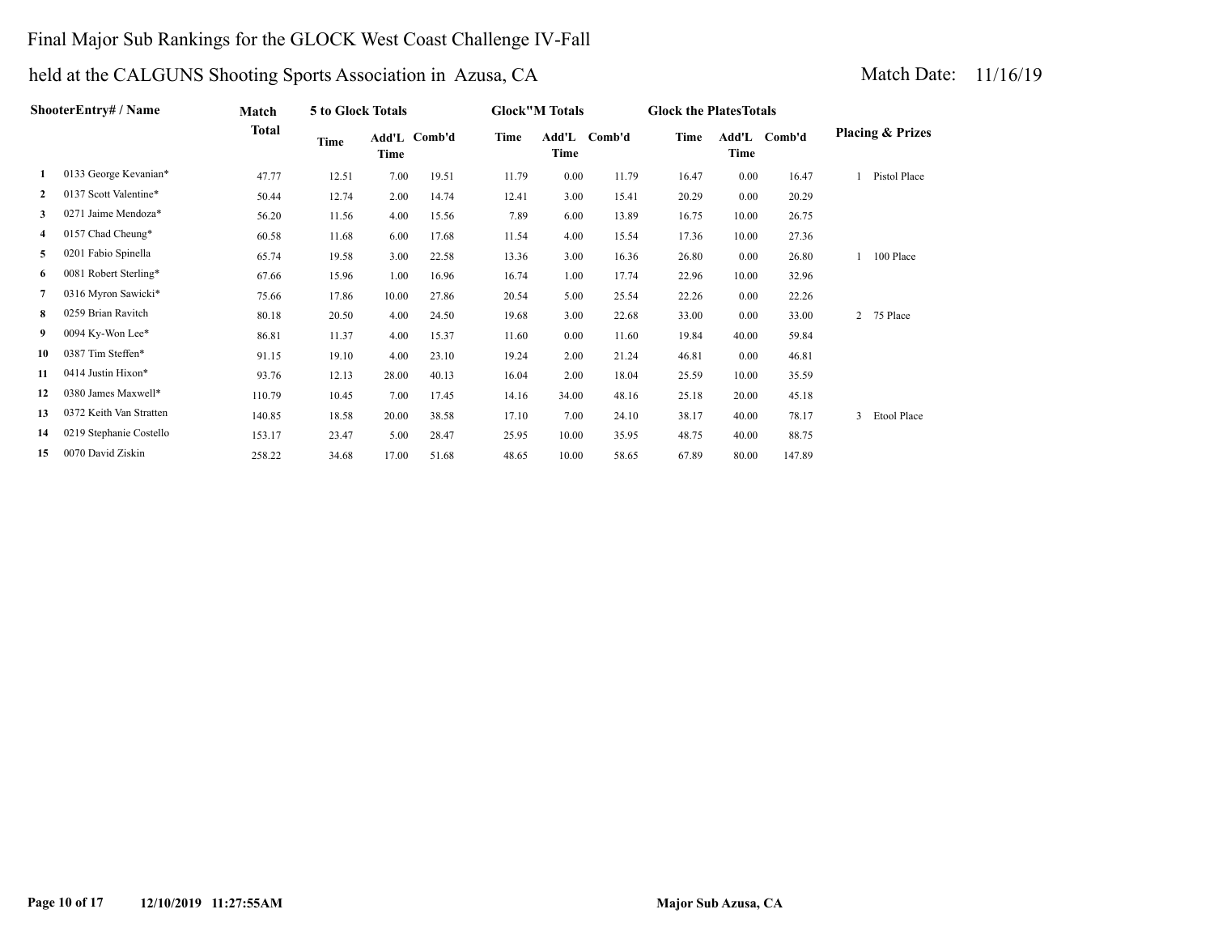# Final Major Sub Rankings for the GLOCK West Coast Challenge IV-Fall

## held at the CALGUNS Shooting Sports Association in Azusa, CA

Match Date: 11/16/19

| | ShooterEntry# / Name | Match Total | 5 to Glock Totals | | | Glock"M Totals | | | Glock the PlatesTotals | | | Placing & Prizes |
|---|---|---|---|---|---|---|---|---|---|---|---|---|
| | | | Time | Add'L Time | Comb'd | Time | Add'L Time | Comb'd | Time | Add'L Time | Comb'd | |
| 1 | 0133 George Kevanian* | 47.77 | 12.51 | 7.00 | 19.51 | 11.79 | 0.00 | 11.79 | 16.47 | 0.00 | 16.47 | 1 Pistol Place |
| 2 | 0137 Scott Valentine* | 50.44 | 12.74 | 2.00 | 14.74 | 12.41 | 3.00 | 15.41 | 20.29 | 0.00 | 20.29 | |
| 3 | 0271 Jaime Mendoza* | 56.20 | 11.56 | 4.00 | 15.56 | 7.89 | 6.00 | 13.89 | 16.75 | 10.00 | 26.75 | |
| 4 | 0157 Chad Cheung* | 60.58 | 11.68 | 6.00 | 17.68 | 11.54 | 4.00 | 15.54 | 17.36 | 10.00 | 27.36 | |
| 5 | 0201 Fabio Spinella | 65.74 | 19.58 | 3.00 | 22.58 | 13.36 | 3.00 | 16.36 | 26.80 | 0.00 | 26.80 | 1 100 Place |
| 6 | 0081 Robert Sterling* | 67.66 | 15.96 | 1.00 | 16.96 | 16.74 | 1.00 | 17.74 | 22.96 | 10.00 | 32.96 | |
| 7 | 0316 Myron Sawicki* | 75.66 | 17.86 | 10.00 | 27.86 | 20.54 | 5.00 | 25.54 | 22.26 | 0.00 | 22.26 | |
| 8 | 0259 Brian Ravitch | 80.18 | 20.50 | 4.00 | 24.50 | 19.68 | 3.00 | 22.68 | 33.00 | 0.00 | 33.00 | 2 75 Place |
| 9 | 0094 Ky-Won Lee* | 86.81 | 11.37 | 4.00 | 15.37 | 11.60 | 0.00 | 11.60 | 19.84 | 40.00 | 59.84 | |
| 10 | 0387 Tim Steffen* | 91.15 | 19.10 | 4.00 | 23.10 | 19.24 | 2.00 | 21.24 | 46.81 | 0.00 | 46.81 | |
| 11 | 0414 Justin Hixon* | 93.76 | 12.13 | 28.00 | 40.13 | 16.04 | 2.00 | 18.04 | 25.59 | 10.00 | 35.59 | |
| 12 | 0380 James Maxwell* | 110.79 | 10.45 | 7.00 | 17.45 | 14.16 | 34.00 | 48.16 | 25.18 | 20.00 | 45.18 | |
| 13 | 0372 Keith Van Stratten | 140.85 | 18.58 | 20.00 | 38.58 | 17.10 | 7.00 | 24.10 | 38.17 | 40.00 | 78.17 | 3 Etool Place |
| 14 | 0219 Stephanie Costello | 153.17 | 23.47 | 5.00 | 28.47 | 25.95 | 10.00 | 35.95 | 48.75 | 40.00 | 88.75 | |
| 15 | 0070 David Ziskin | 258.22 | 34.68 | 17.00 | 51.68 | 48.65 | 10.00 | 58.65 | 67.89 | 80.00 | 147.89 | |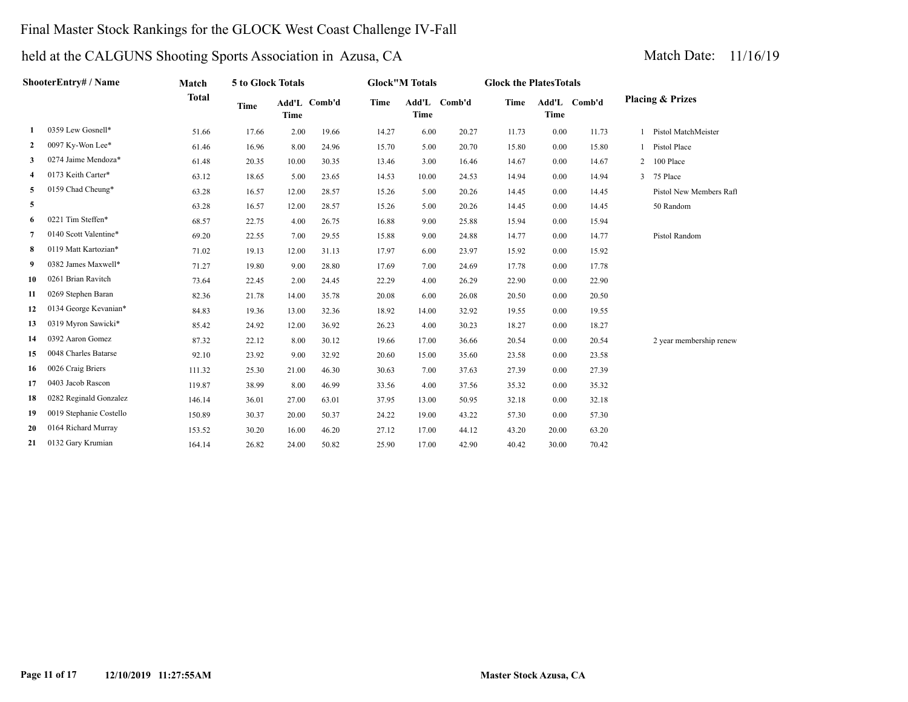# Final Master Stock Rankings for the GLOCK West Coast Challenge IV-Fall

## held at the CALGUNS Shooting Sports Association in Azusa, CA

Match Date: 11/16/19

| | ShooterEntry# / Name | Match Total | 5 to Glock Totals | | | Glock"M Totals | | | Glock the PlatesTotals | | | Placing & Prizes | |
|---|---|---|---|---|---|---|---|---|---|---|---|---|---|
| | | | Time | Add'L Time | Comb'd | Time | Add'L Time | Comb'd | Time | Add'L Time | Comb'd | | |
| 1 | 0359 Lew Gosnell* | 51.66 | 17.66 | 2.00 | 19.66 | 14.27 | 6.00 | 20.27 | 11.73 | 0.00 | 11.73 | 1 | Pistol MatchMeister |
| 2 | 0097 Ky-Won Lee* | 61.46 | 16.96 | 8.00 | 24.96 | 15.70 | 5.00 | 20.70 | 15.80 | 0.00 | 15.80 | 1 | Pistol Place |
| 3 | 0274 Jaime Mendoza* | 61.48 | 20.35 | 10.00 | 30.35 | 13.46 | 3.00 | 16.46 | 14.67 | 0.00 | 14.67 | 2 | 100 Place |
| 4 | 0173 Keith Carter* | 63.12 | 18.65 | 5.00 | 23.65 | 14.53 | 10.00 | 24.53 | 14.94 | 0.00 | 14.94 | 3 | 75 Place |
| 5 | 0159 Chad Cheung* | 63.28 | 16.57 | 12.00 | 28.57 | 15.26 | 5.00 | 20.26 | 14.45 | 0.00 | 14.45 | | Pistol New Members Rafl |
| 5 | | 63.28 | 16.57 | 12.00 | 28.57 | 15.26 | 5.00 | 20.26 | 14.45 | 0.00 | 14.45 | | 50 Random |
| 6 | 0221 Tim Steffen* | 68.57 | 22.75 | 4.00 | 26.75 | 16.88 | 9.00 | 25.88 | 15.94 | 0.00 | 15.94 | | |
| 7 | 0140 Scott Valentine* | 69.20 | 22.55 | 7.00 | 29.55 | 15.88 | 9.00 | 24.88 | 14.77 | 0.00 | 14.77 | | Pistol Random |
| 8 | 0119 Matt Kartozian* | 71.02 | 19.13 | 12.00 | 31.13 | 17.97 | 6.00 | 23.97 | 15.92 | 0.00 | 15.92 | | |
| 9 | 0382 James Maxwell* | 71.27 | 19.80 | 9.00 | 28.80 | 17.69 | 7.00 | 24.69 | 17.78 | 0.00 | 17.78 | | |
| 10 | 0261 Brian Ravitch | 73.64 | 22.45 | 2.00 | 24.45 | 22.29 | 4.00 | 26.29 | 22.90 | 0.00 | 22.90 | | |
| 11 | 0269 Stephen Baran | 82.36 | 21.78 | 14.00 | 35.78 | 20.08 | 6.00 | 26.08 | 20.50 | 0.00 | 20.50 | | |
| 12 | 0134 George Kevanian* | 84.83 | 19.36 | 13.00 | 32.36 | 18.92 | 14.00 | 32.92 | 19.55 | 0.00 | 19.55 | | |
| 13 | 0319 Myron Sawicki* | 85.42 | 24.92 | 12.00 | 36.92 | 26.23 | 4.00 | 30.23 | 18.27 | 0.00 | 18.27 | | |
| 14 | 0392 Aaron Gomez | 87.32 | 22.12 | 8.00 | 30.12 | 19.66 | 17.00 | 36.66 | 20.54 | 0.00 | 20.54 | | 2 year membership renew |
| 15 | 0048 Charles Batarse | 92.10 | 23.92 | 9.00 | 32.92 | 20.60 | 15.00 | 35.60 | 23.58 | 0.00 | 23.58 | | |
| 16 | 0026 Craig Briers | 111.32 | 25.30 | 21.00 | 46.30 | 30.63 | 7.00 | 37.63 | 27.39 | 0.00 | 27.39 | | |
| 17 | 0403 Jacob Rascon | 119.87 | 38.99 | 8.00 | 46.99 | 33.56 | 4.00 | 37.56 | 35.32 | 0.00 | 35.32 | | |
| 18 | 0282 Reginald Gonzalez | 146.14 | 36.01 | 27.00 | 63.01 | 37.95 | 13.00 | 50.95 | 32.18 | 0.00 | 32.18 | | |
| 19 | 0019 Stephanie Costello | 150.89 | 30.37 | 20.00 | 50.37 | 24.22 | 19.00 | 43.22 | 57.30 | 0.00 | 57.30 | | |
| 20 | 0164 Richard Murray | 153.52 | 30.20 | 16.00 | 46.20 | 27.12 | 17.00 | 44.12 | 43.20 | 20.00 | 63.20 | | |
| 21 | 0132 Gary Krumian | 164.14 | 26.82 | 24.00 | 50.82 | 25.90 | 17.00 | 42.90 | 40.42 | 30.00 | 70.42 | | |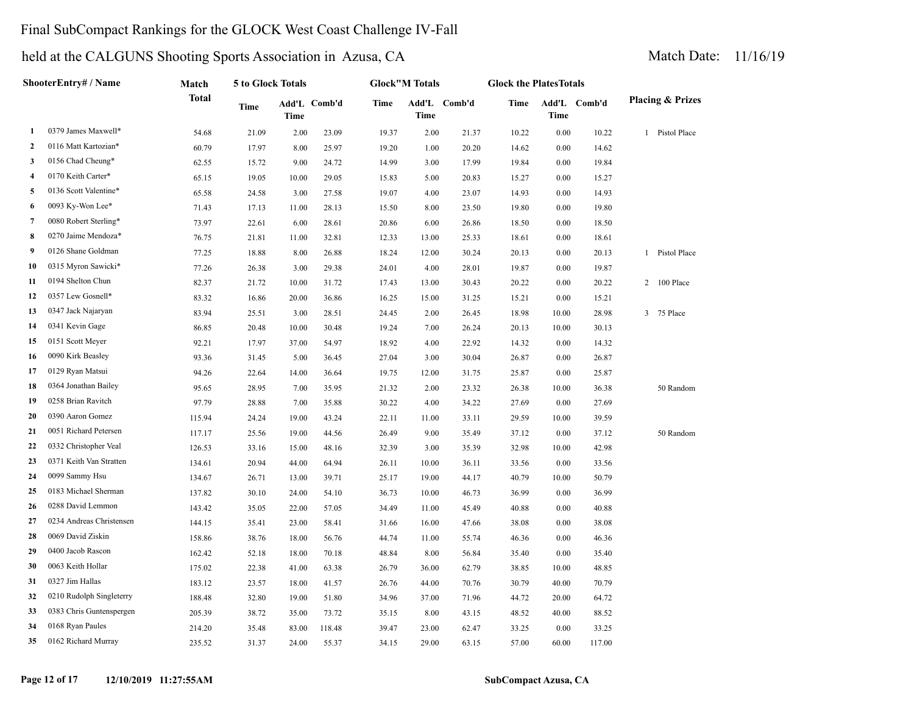# Final SubCompact Rankings for the GLOCK West Coast Challenge IV-Fall

## held at the CALGUNS Shooting Sports Association in Azusa, CA

Match Date: 11/16/19

| | ShooterEntry# / Name | Match Total | 5 to Glock Totals | | | Glock"M Totals | | | Glock the Plates Totals | | | Placing & Prizes |
|---|---|---|---|---|---|---|---|---|---|---|---|---|
| | | | Time | Add'L Time | Comb'd | Time | Add'L Time | Comb'd | Time | Add'L Time | Comb'd | |
| 1 | 0379 James Maxwell* | 54.68 | 21.09 | 2.00 | 23.09 | 19.37 | 2.00 | 21.37 | 10.22 | 0.00 | 10.22 | 1 Pistol Place |
| 2 | 0116 Matt Kartozian* | 60.79 | 17.97 | 8.00 | 25.97 | 19.20 | 1.00 | 20.20 | 14.62 | 0.00 | 14.62 | |
| 3 | 0156 Chad Cheung* | 62.55 | 15.72 | 9.00 | 24.72 | 14.99 | 3.00 | 17.99 | 19.84 | 0.00 | 19.84 | |
| 4 | 0170 Keith Carter* | 65.15 | 19.05 | 10.00 | 29.05 | 15.83 | 5.00 | 20.83 | 15.27 | 0.00 | 15.27 | |
| 5 | 0136 Scott Valentine* | 65.58 | 24.58 | 3.00 | 27.58 | 19.07 | 4.00 | 23.07 | 14.93 | 0.00 | 14.93 | |
| 6 | 0093 Ky-Won Lee* | 71.43 | 17.13 | 11.00 | 28.13 | 15.50 | 8.00 | 23.50 | 19.80 | 0.00 | 19.80 | |
| 7 | 0080 Robert Sterling* | 73.97 | 22.61 | 6.00 | 28.61 | 20.86 | 6.00 | 26.86 | 18.50 | 0.00 | 18.50 | |
| 8 | 0270 Jaime Mendoza* | 76.75 | 21.81 | 11.00 | 32.81 | 12.33 | 13.00 | 25.33 | 18.61 | 0.00 | 18.61 | |
| 9 | 0126 Shane Goldman | 77.25 | 18.88 | 8.00 | 26.88 | 18.24 | 12.00 | 30.24 | 20.13 | 0.00 | 20.13 | 1 Pistol Place |
| 10 | 0315 Myron Sawicki* | 77.26 | 26.38 | 3.00 | 29.38 | 24.01 | 4.00 | 28.01 | 19.87 | 0.00 | 19.87 | |
| 11 | 0194 Shelton Chun | 82.37 | 21.72 | 10.00 | 31.72 | 17.43 | 13.00 | 30.43 | 20.22 | 0.00 | 20.22 | 2 100 Place |
| 12 | 0357 Lew Gosnell* | 83.32 | 16.86 | 20.00 | 36.86 | 16.25 | 15.00 | 31.25 | 15.21 | 0.00 | 15.21 | |
| 13 | 0347 Jack Najaryan | 83.94 | 25.51 | 3.00 | 28.51 | 24.45 | 2.00 | 26.45 | 18.98 | 10.00 | 28.98 | 3 75 Place |
| 14 | 0341 Kevin Gage | 86.85 | 20.48 | 10.00 | 30.48 | 19.24 | 7.00 | 26.24 | 20.13 | 10.00 | 30.13 | |
| 15 | 0151 Scott Meyer | 92.21 | 17.97 | 37.00 | 54.97 | 18.92 | 4.00 | 22.92 | 14.32 | 0.00 | 14.32 | |
| 16 | 0090 Kirk Beasley | 93.36 | 31.45 | 5.00 | 36.45 | 27.04 | 3.00 | 30.04 | 26.87 | 0.00 | 26.87 | |
| 17 | 0129 Ryan Matsui | 94.26 | 22.64 | 14.00 | 36.64 | 19.75 | 12.00 | 31.75 | 25.87 | 0.00 | 25.87 | |
| 18 | 0364 Jonathan Bailey | 95.65 | 28.95 | 7.00 | 35.95 | 21.32 | 2.00 | 23.32 | 26.38 | 10.00 | 36.38 | 50 Random |
| 19 | 0258 Brian Ravitch | 97.79 | 28.88 | 7.00 | 35.88 | 30.22 | 4.00 | 34.22 | 27.69 | 0.00 | 27.69 | |
| 20 | 0390 Aaron Gomez | 115.94 | 24.24 | 19.00 | 43.24 | 22.11 | 11.00 | 33.11 | 29.59 | 10.00 | 39.59 | |
| 21 | 0051 Richard Petersen | 117.17 | 25.56 | 19.00 | 44.56 | 26.49 | 9.00 | 35.49 | 37.12 | 0.00 | 37.12 | 50 Random |
| 22 | 0332 Christopher Veal | 126.53 | 33.16 | 15.00 | 48.16 | 32.39 | 3.00 | 35.39 | 32.98 | 10.00 | 42.98 | |
| 23 | 0371 Keith Van Stratten | 134.61 | 20.94 | 44.00 | 64.94 | 26.11 | 10.00 | 36.11 | 33.56 | 0.00 | 33.56 | |
| 24 | 0099 Sammy Hsu | 134.67 | 26.71 | 13.00 | 39.71 | 25.17 | 19.00 | 44.17 | 40.79 | 10.00 | 50.79 | |
| 25 | 0183 Michael Sherman | 137.82 | 30.10 | 24.00 | 54.10 | 36.73 | 10.00 | 46.73 | 36.99 | 0.00 | 36.99 | |
| 26 | 0288 David Lemmon | 143.42 | 35.05 | 22.00 | 57.05 | 34.49 | 11.00 | 45.49 | 40.88 | 0.00 | 40.88 | |
| 27 | 0234 Andreas Christensen | 144.15 | 35.41 | 23.00 | 58.41 | 31.66 | 16.00 | 47.66 | 38.08 | 0.00 | 38.08 | |
| 28 | 0069 David Ziskin | 158.86 | 38.76 | 18.00 | 56.76 | 44.74 | 11.00 | 55.74 | 46.36 | 0.00 | 46.36 | |
| 29 | 0400 Jacob Rascon | 162.42 | 52.18 | 18.00 | 70.18 | 48.84 | 8.00 | 56.84 | 35.40 | 0.00 | 35.40 | |
| 30 | 0063 Keith Hollar | 175.02 | 22.38 | 41.00 | 63.38 | 26.79 | 36.00 | 62.79 | 38.85 | 10.00 | 48.85 | |
| 31 | 0327 Jim Hallas | 183.12 | 23.57 | 18.00 | 41.57 | 26.76 | 44.00 | 70.76 | 30.79 | 40.00 | 70.79 | |
| 32 | 0210 Rudolph Singleterry | 188.48 | 32.80 | 19.00 | 51.80 | 34.96 | 37.00 | 71.96 | 44.72 | 20.00 | 64.72 | |
| 33 | 0383 Chris Guntenspergen | 205.39 | 38.72 | 35.00 | 73.72 | 35.15 | 8.00 | 43.15 | 48.52 | 40.00 | 88.52 | |
| 34 | 0168 Ryan Paules | 214.20 | 35.48 | 83.00 | 118.48 | 39.47 | 23.00 | 62.47 | 33.25 | 0.00 | 33.25 | |
| 35 | 0162 Richard Murray | 235.52 | 31.37 | 24.00 | 55.37 | 34.15 | 29.00 | 63.15 | 57.00 | 60.00 | 117.00 | |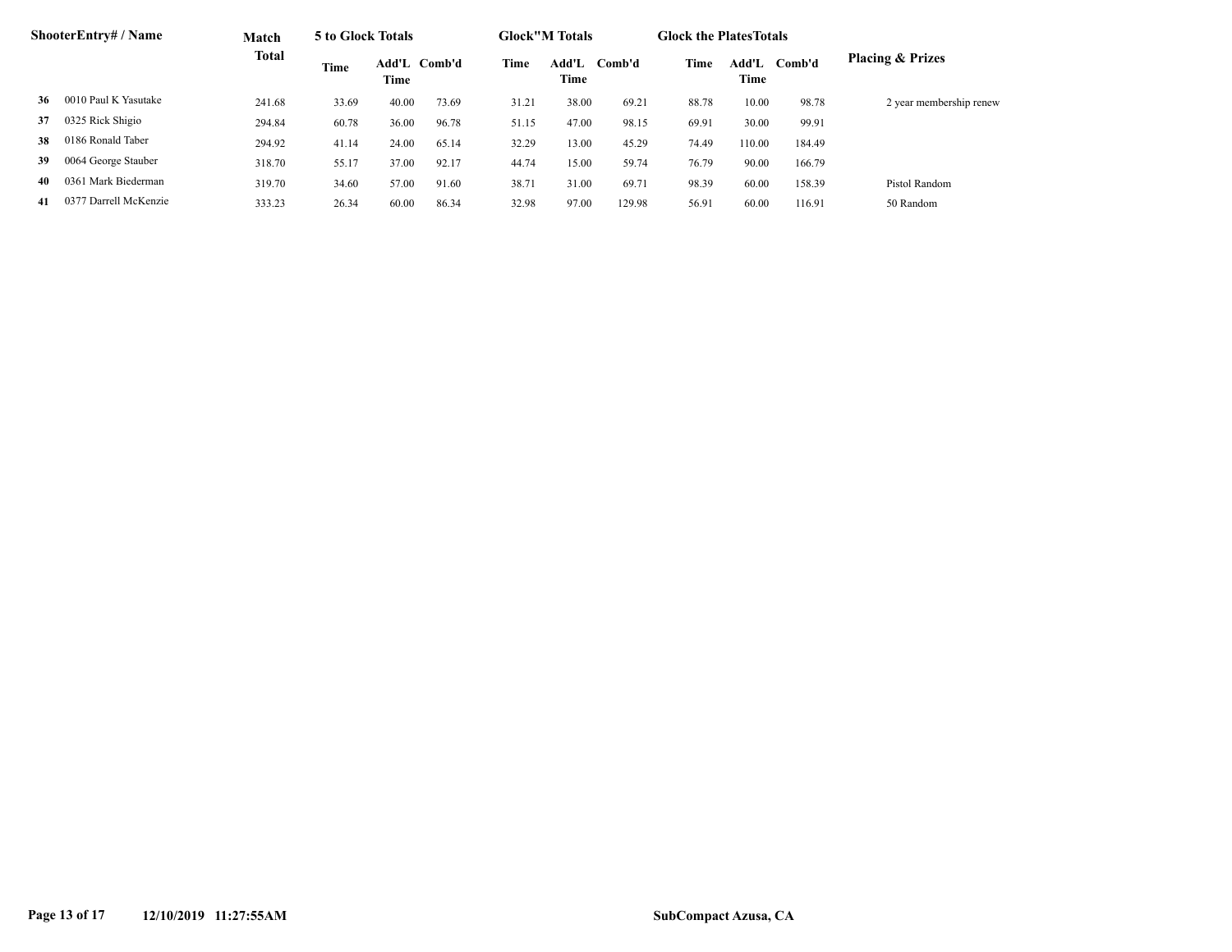| Shooter | Entry# / Name | Match Total | 5 to Glock Totals | | | Glock"M Totals | | | Glock the Plates Totals | | | Placing & Prizes |
|---|---|---|---|---|---|---|---|---|---|---|---|---|
| | | | Time | Add'L Time | Comb'd | Time | Add'L Time | Comb'd | Time | Add'L Time | Comb'd | |
| 36 | 0010 Paul K Yasutake | 241.68 | 33.69 | 40.00 | 73.69 | 31.21 | 38.00 | 69.21 | 88.78 | 10.00 | 98.78 | 2 year membership renew |
| 37 | 0325 Rick Shigio | 294.84 | 60.78 | 36.00 | 96.78 | 51.15 | 47.00 | 98.15 | 69.91 | 30.00 | 99.91 | |
| 38 | 0186 Ronald Taber | 294.92 | 41.14 | 24.00 | 65.14 | 32.29 | 13.00 | 45.29 | 74.49 | 110.00 | 184.49 | |
| 39 | 0064 George Stauber | 318.70 | 55.17 | 37.00 | 92.17 | 44.74 | 15.00 | 59.74 | 76.79 | 90.00 | 166.79 | |
| 40 | 0361 Mark Biederman | 319.70 | 34.60 | 57.00 | 91.60 | 38.71 | 31.00 | 69.71 | 98.39 | 60.00 | 158.39 | Pistol Random |
| 41 | 0377 Darrell McKenzie | 333.23 | 26.34 | 60.00 | 86.34 | 32.98 | 97.00 | 129.98 | 56.91 | 60.00 | 116.91 | 50 Random |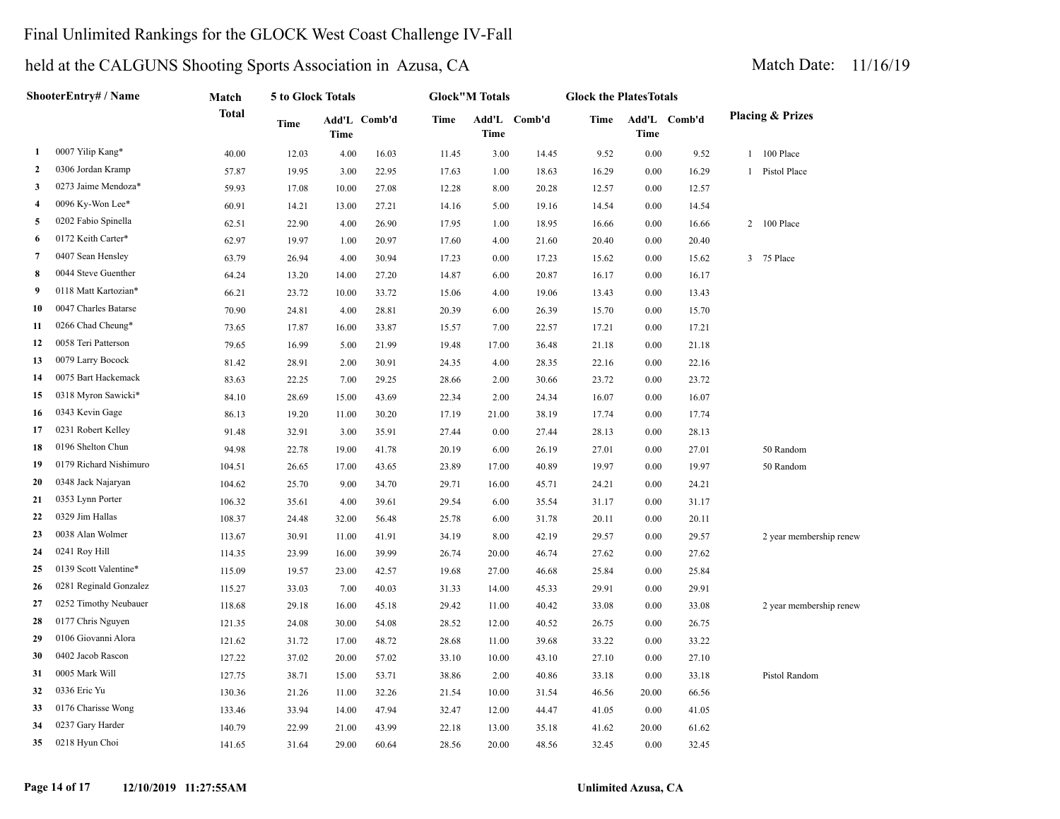# Final Unlimited Rankings for the GLOCK West Coast Challenge IV-Fall

## held at the CALGUNS Shooting Sports Association in Azusa, CA

Match Date: 11/16/19

| | ShooterEntry# / Name | Match Total | 5 to Glock Totals | | | Glock"M Totals | | | Glock the PlatesTotals | | | Placing & Prizes |
|---|---|---|---|---|---|---|---|---|---|---|---|---|
| | | | Time | Add'L Time | Comb'd | Time | Add'L Time | Comb'd | Time | Add'L Time | Comb'd | |
| 1 | 0007 Yilip Kang* | 40.00 | 12.03 | 4.00 | 16.03 | 11.45 | 3.00 | 14.45 | 9.52 | 0.00 | 9.52 | 1 100 Place |
| 2 | 0306 Jordan Kramp | 57.87 | 19.95 | 3.00 | 22.95 | 17.63 | 1.00 | 18.63 | 16.29 | 0.00 | 16.29 | 1 Pistol Place |
| 3 | 0273 Jaime Mendoza* | 59.93 | 17.08 | 10.00 | 27.08 | 12.28 | 8.00 | 20.28 | 12.57 | 0.00 | 12.57 | |
| 4 | 0096 Ky-Won Lee* | 60.91 | 14.21 | 13.00 | 27.21 | 14.16 | 5.00 | 19.16 | 14.54 | 0.00 | 14.54 | |
| 5 | 0202 Fabio Spinella | 62.51 | 22.90 | 4.00 | 26.90 | 17.95 | 1.00 | 18.95 | 16.66 | 0.00 | 16.66 | 2 100 Place |
| 6 | 0172 Keith Carter* | 62.97 | 19.97 | 1.00 | 20.97 | 17.60 | 4.00 | 21.60 | 20.40 | 0.00 | 20.40 | |
| 7 | 0407 Sean Hensley | 63.79 | 26.94 | 4.00 | 30.94 | 17.23 | 0.00 | 17.23 | 15.62 | 0.00 | 15.62 | 3 75 Place |
| 8 | 0044 Steve Guenther | 64.24 | 13.20 | 14.00 | 27.20 | 14.87 | 6.00 | 20.87 | 16.17 | 0.00 | 16.17 | |
| 9 | 0118 Matt Kartozian* | 66.21 | 23.72 | 10.00 | 33.72 | 15.06 | 4.00 | 19.06 | 13.43 | 0.00 | 13.43 | |
| 10 | 0047 Charles Batarse | 70.90 | 24.81 | 4.00 | 28.81 | 20.39 | 6.00 | 26.39 | 15.70 | 0.00 | 15.70 | |
| 11 | 0266 Chad Cheung* | 73.65 | 17.87 | 16.00 | 33.87 | 15.57 | 7.00 | 22.57 | 17.21 | 0.00 | 17.21 | |
| 12 | 0058 Teri Patterson | 79.65 | 16.99 | 5.00 | 21.99 | 19.48 | 17.00 | 36.48 | 21.18 | 0.00 | 21.18 | |
| 13 | 0079 Larry Bocock | 81.42 | 28.91 | 2.00 | 30.91 | 24.35 | 4.00 | 28.35 | 22.16 | 0.00 | 22.16 | |
| 14 | 0075 Bart Hackemack | 83.63 | 22.25 | 7.00 | 29.25 | 28.66 | 2.00 | 30.66 | 23.72 | 0.00 | 23.72 | |
| 15 | 0318 Myron Sawicki* | 84.10 | 28.69 | 15.00 | 43.69 | 22.34 | 2.00 | 24.34 | 16.07 | 0.00 | 16.07 | |
| 16 | 0343 Kevin Gage | 86.13 | 19.20 | 11.00 | 30.20 | 17.19 | 21.00 | 38.19 | 17.74 | 0.00 | 17.74 | |
| 17 | 0231 Robert Kelley | 91.48 | 32.91 | 3.00 | 35.91 | 27.44 | 0.00 | 27.44 | 28.13 | 0.00 | 28.13 | |
| 18 | 0196 Shelton Chun | 94.98 | 22.78 | 19.00 | 41.78 | 20.19 | 6.00 | 26.19 | 27.01 | 0.00 | 27.01 | 50 Random |
| 19 | 0179 Richard Nishimuro | 104.51 | 26.65 | 17.00 | 43.65 | 23.89 | 17.00 | 40.89 | 19.97 | 0.00 | 19.97 | 50 Random |
| 20 | 0348 Jack Najaryan | 104.62 | 25.70 | 9.00 | 34.70 | 29.71 | 16.00 | 45.71 | 24.21 | 0.00 | 24.21 | |
| 21 | 0353 Lynn Porter | 106.32 | 35.61 | 4.00 | 39.61 | 29.54 | 6.00 | 35.54 | 31.17 | 0.00 | 31.17 | |
| 22 | 0329 Jim Hallas | 108.37 | 24.48 | 32.00 | 56.48 | 25.78 | 6.00 | 31.78 | 20.11 | 0.00 | 20.11 | |
| 23 | 0038 Alan Wolmer | 113.67 | 30.91 | 11.00 | 41.91 | 34.19 | 8.00 | 42.19 | 29.57 | 0.00 | 29.57 | 2 year membership renew |
| 24 | 0241 Roy Hill | 114.35 | 23.99 | 16.00 | 39.99 | 26.74 | 20.00 | 46.74 | 27.62 | 0.00 | 27.62 | |
| 25 | 0139 Scott Valentine* | 115.09 | 19.57 | 23.00 | 42.57 | 19.68 | 27.00 | 46.68 | 25.84 | 0.00 | 25.84 | |
| 26 | 0281 Reginald Gonzalez | 115.27 | 33.03 | 7.00 | 40.03 | 31.33 | 14.00 | 45.33 | 29.91 | 0.00 | 29.91 | |
| 27 | 0252 Timothy Neubauer | 118.68 | 29.18 | 16.00 | 45.18 | 29.42 | 11.00 | 40.42 | 33.08 | 0.00 | 33.08 | 2 year membership renew |
| 28 | 0177 Chris Nguyen | 121.35 | 24.08 | 30.00 | 54.08 | 28.52 | 12.00 | 40.52 | 26.75 | 0.00 | 26.75 | |
| 29 | 0106 Giovanni Alora | 121.62 | 31.72 | 17.00 | 48.72 | 28.68 | 11.00 | 39.68 | 33.22 | 0.00 | 33.22 | |
| 30 | 0402 Jacob Rascon | 127.22 | 37.02 | 20.00 | 57.02 | 33.10 | 10.00 | 43.10 | 27.10 | 0.00 | 27.10 | |
| 31 | 0005 Mark Will | 127.75 | 38.71 | 15.00 | 53.71 | 38.86 | 2.00 | 40.86 | 33.18 | 0.00 | 33.18 | Pistol Random |
| 32 | 0336 Eric Yu | 130.36 | 21.26 | 11.00 | 32.26 | 21.54 | 10.00 | 31.54 | 46.56 | 20.00 | 66.56 | |
| 33 | 0176 Charisse Wong | 133.46 | 33.94 | 14.00 | 47.94 | 32.47 | 12.00 | 44.47 | 41.05 | 0.00 | 41.05 | |
| 34 | 0237 Gary Harder | 140.79 | 22.99 | 21.00 | 43.99 | 22.18 | 13.00 | 35.18 | 41.62 | 20.00 | 61.62 | |
| 35 | 0218 Hyun Choi | 141.65 | 31.64 | 29.00 | 60.64 | 28.56 | 20.00 | 48.56 | 32.45 | 0.00 | 32.45 | |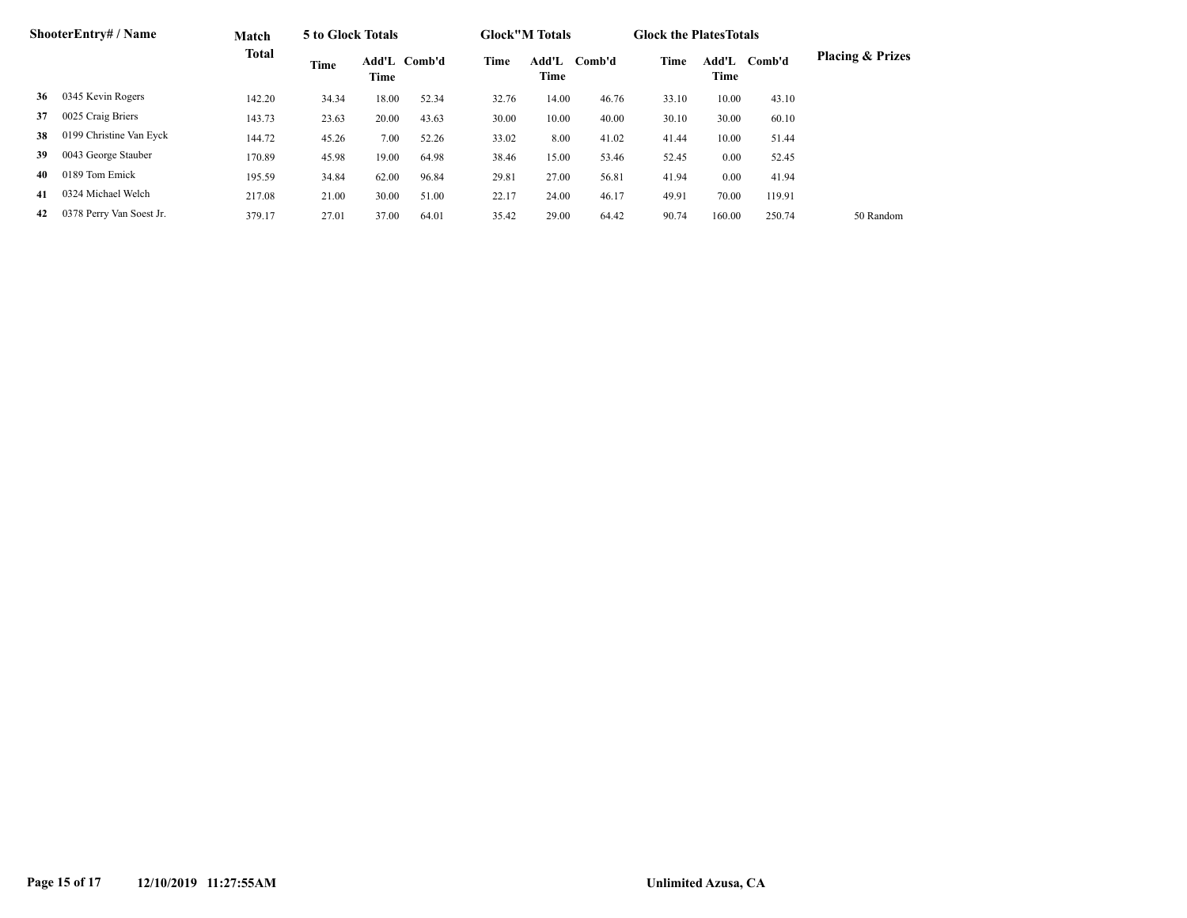| Shooter | Entry# / Name | Match Total | 5 to Glock Totals | | | Glock"M Totals | | | Glock the Plates Totals | | | Placing & Prizes |
|---|---|---|---|---|---|---|---|---|---|---|---|---|
| | | | Time | Add'L Time | Comb'd | Time | Add'L Time | Comb'd | Time | Add'L Time | Comb'd | |
| 36 | 0345 Kevin Rogers | 142.20 | 34.34 | 18.00 | 52.34 | 32.76 | 14.00 | 46.76 | 33.10 | 10.00 | 43.10 | |
| 37 | 0025 Craig Briers | 143.73 | 23.63 | 20.00 | 43.63 | 30.00 | 10.00 | 40.00 | 30.10 | 30.00 | 60.10 | |
| 38 | 0199 Christine Van Eyck | 144.72 | 45.26 | 7.00 | 52.26 | 33.02 | 8.00 | 41.02 | 41.44 | 10.00 | 51.44 | |
| 39 | 0043 George Stauber | 170.89 | 45.98 | 19.00 | 64.98 | 38.46 | 15.00 | 53.46 | 52.45 | 0.00 | 52.45 | |
| 40 | 0189 Tom Emick | 195.59 | 34.84 | 62.00 | 96.84 | 29.81 | 27.00 | 56.81 | 41.94 | 0.00 | 41.94 | |
| 41 | 0324 Michael Welch | 217.08 | 21.00 | 30.00 | 51.00 | 22.17 | 24.00 | 46.17 | 49.91 | 70.00 | 119.91 | |
| 42 | 0378 Perry Van Soest Jr. | 379.17 | 27.01 | 37.00 | 64.01 | 35.42 | 29.00 | 64.42 | 90.74 | 160.00 | 250.74 | 50 Random |

12/10/2019 11:27:55AM

Unlimited Azusa, CA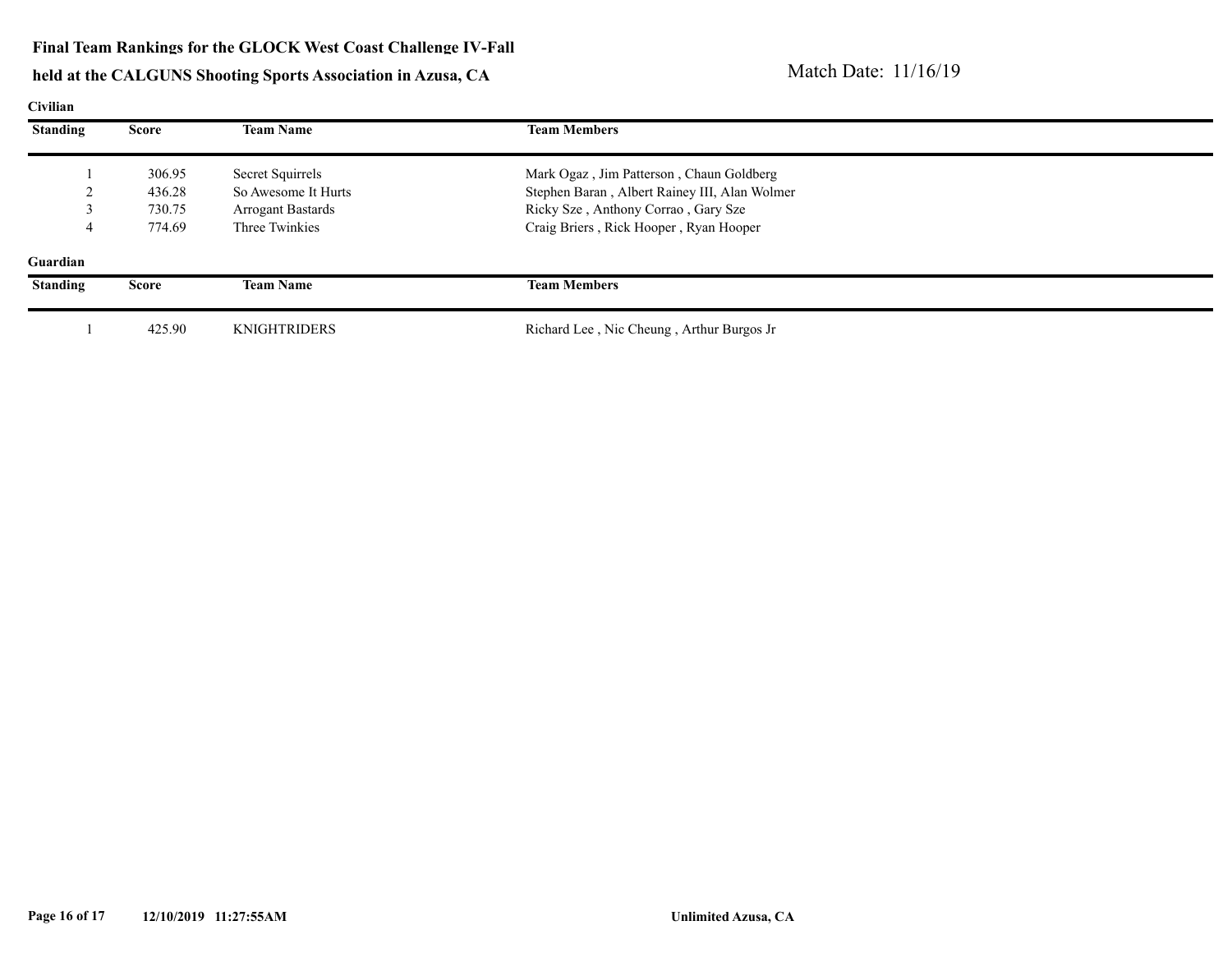**Final Team Rankings for the GLOCK West Coast Challenge IV-Fall**

**held at the CALGUNS Shooting Sports Association in Azusa, CA**

Match Date: 11/16/19

**Civilian**

| Standing | Score | Team Name | Team Members |
|---|---|---|---|
| 1 | 306.95 | Secret Squirrels | Mark Ogaz , Jim Patterson , Chaun Goldberg |
| 2 | 436.28 | So Awesome It Hurts | Stephen Baran , Albert Rainey III, Alan Wolmer |
| 3 | 730.75 | Arrogant Bastards | Ricky Sze , Anthony Corrao , Gary Sze |
| 4 | 774.69 | Three Twinkies | Craig Briers , Rick Hooper , Ryan Hooper |

**Guardian**

| Standing | Score | Team Name | Team Members |
|---|---|---|---|
| 1 | 425.90 | KNIGHTRIDERS | Richard Lee , Nic Cheung , Arthur Burgos Jr |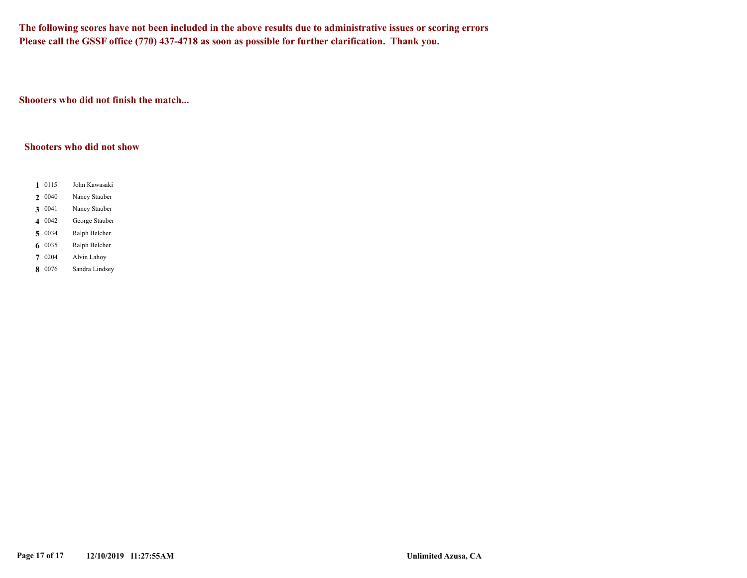**The following scores have not been included in the above results due to administrative issues or scoring errors**
**Please call the GSSF office (770) 437-4718 as soon as possible for further clarification. Thank you.**

## Shooters who did not finish the match...

## Shooters who did not show

| | | |
|---|---|---|
| **1** | 0115 | John Kawasaki |
| **2** | 0040 | Nancy Stauber |
| **3** | 0041 | Nancy Stauber |
| **4** | 0042 | George Stauber |
| **5** | 0034 | Ralph Belcher |
| **6** | 0035 | Ralph Belcher |
| **7** | 0204 | Alvin Lahoy |
| **8** | 0076 | Sandra Lindsey |